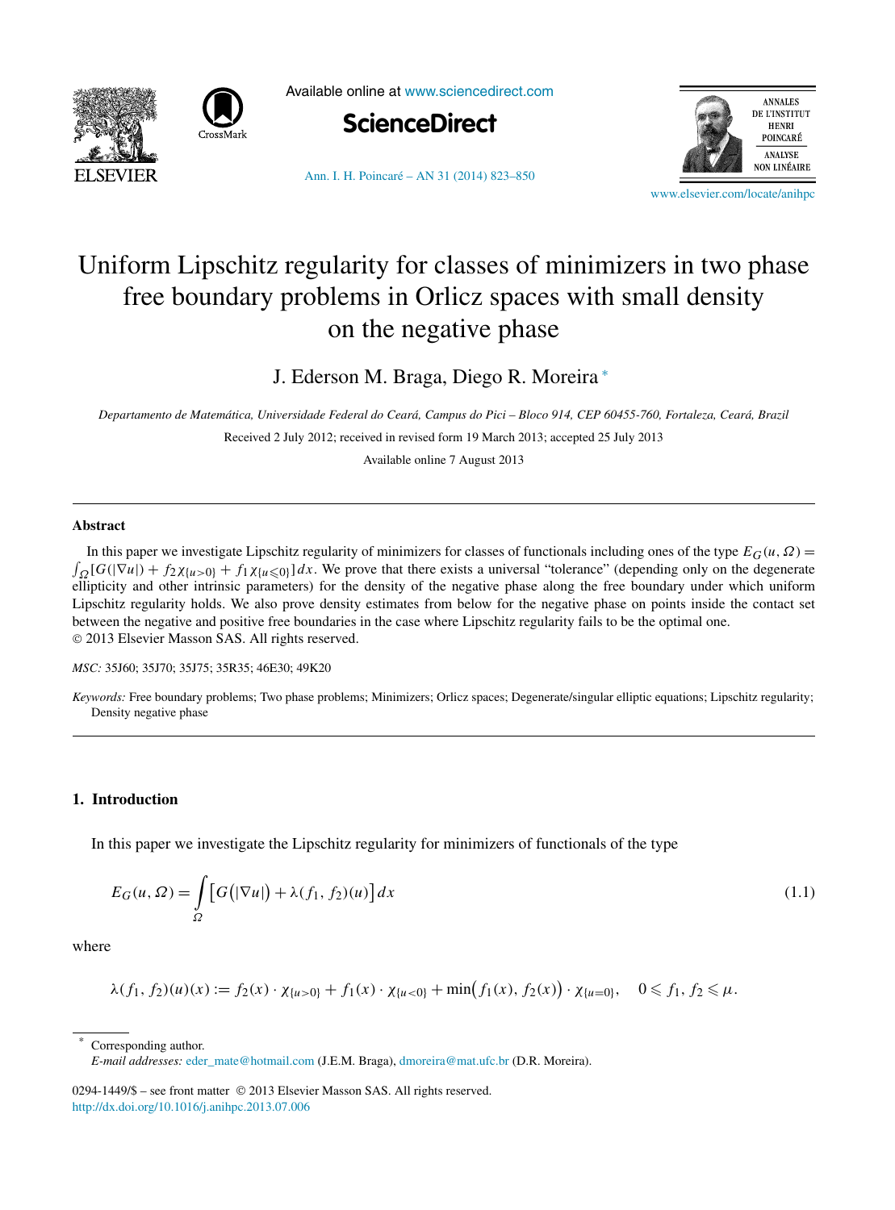# Uniform Lipschitz regularity for classes of minimizers in two phase free boundary problems in Orlicz spaces with small density on the negative phase

J. Ederson M. Braga, Diego R. Moreira *

*Departamento de Matemática, Universidade Federal do Ceará, Campus do Pici – Bloco 914, CEP 60455-760, Fortaleza, Ceará, Brazil*

Received 2 July 2012; received in revised form 19 March 2013; accepted 25 July 2013

Available online 7 August 2013

## Abstract

In this paper we investigate Lipschitz regularity of minimizers for classes of functionals including ones of the type $E_G(u,\Omega) = \int_\Omega [G(|\nabla u|) + f_2\chi_{\{u>0\}} + f_1\chi_{\{u\leqslant 0\}}]\,dx$. We prove that there exists a universal "tolerance" (depending only on the degenerate ellipticity and other intrinsic parameters) for the density of the negative phase along the free boundary under which uniform Lipschitz regularity holds. We also prove density estimates from below for the negative phase on points inside the contact set between the negative and positive free boundaries in the case where Lipschitz regularity fails to be the optimal one.

© 2013 Elsevier Masson SAS. All rights reserved.

*MSC:* 35J60; 35J70; 35J75; 35R35; 46E30; 49K20

*Keywords:* Free boundary problems; Two phase problems; Minimizers; Orlicz spaces; Degenerate/singular elliptic equations; Lipschitz regularity; Density negative phase

## 1. Introduction

In this paper we investigate the Lipschitz regularity for minimizers of functionals of the type

$$E_G(u,\Omega) = \int_\Omega \left[G\left(|\nabla u|\right) + \lambda(f_1, f_2)(u)\right]dx \tag{1.1}$$

where

$$\lambda(f_1, f_2)(u)(x) := f_2(x)\cdot\chi_{\{u>0\}} + f_1(x)\cdot\chi_{\{u<0\}} + \min\left(f_1(x), f_2(x)\right)\cdot\chi_{\{u=0\}}, \quad 0 \leqslant f_1, f_2 \leqslant \mu.$$

---

* Corresponding author.
*E-mail addresses:* eder_mate@hotmail.com (J.E.M. Braga), dmoreira@mat.ufc.br (D.R. Moreira).

0294-1449/$ – see front matter © 2013 Elsevier Masson SAS. All rights reserved.
http://dx.doi.org/10.1016/j.anihpc.2013.07.006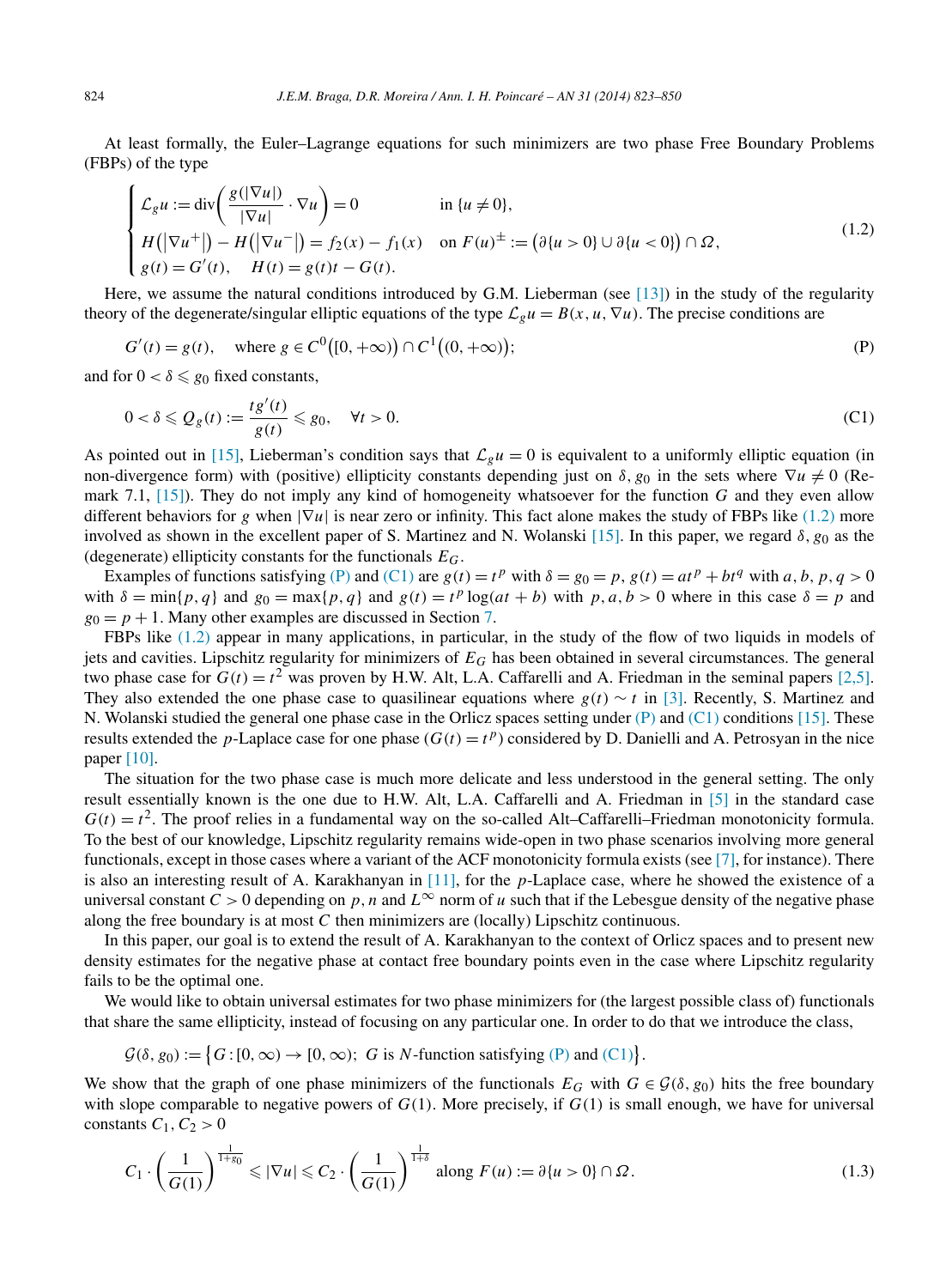At least formally, the Euler–Lagrange equations for such minimizers are two phase Free Boundary Problems (FBPs) of the type

$$
\begin{cases}
\mathcal{L}_g u := \operatorname{div}\left(\dfrac{g(|\nabla u|)}{|\nabla u|} \cdot \nabla u\right) = 0 & \text{in } \{u \neq 0\}, \\
H\left(|\nabla u^+|\right) - H\left(|\nabla u^-|\right) = f_2(x) - f_1(x) & \text{on } F(u)^{\pm} := \left(\partial\{u > 0\} \cup \partial\{u < 0\}\right) \cap \Omega, \\
g(t) = G'(t), \quad H(t) = g(t)t - G(t).
\end{cases}
\tag{1.2}
$$

Here, we assume the natural conditions introduced by G.M. Lieberman (see [13]) in the study of the regularity theory of the degenerate/singular elliptic equations of the type $\mathcal{L}_g u = B(x, u, \nabla u)$. The precise conditions are

$$
G'(t) = g(t), \quad \text{where } g \in C^0\left([0, +\infty)\right) \cap C^1\left((0, +\infty)\right);
\tag{P}
$$

and for $0 < \delta \leqslant g_0$ fixed constants,

$$
0 < \delta \leqslant Q_g(t) := \frac{t g'(t)}{g(t)} \leqslant g_0, \quad \forall t > 0.
\tag{C1}
$$

As pointed out in [15], Lieberman's condition says that $\mathcal{L}_g u = 0$ is equivalent to a uniformly elliptic equation (in non-divergence form) with (positive) ellipticity constants depending just on $\delta, g_0$ in the sets where $\nabla u \neq 0$ (Remark 7.1, [15]). They do not imply any kind of homogeneity whatsoever for the function $G$ and they even allow different behaviors for $g$ when $|\nabla u|$ is near zero or infinity. This fact alone makes the study of FBPs like (1.2) more involved as shown in the excellent paper of S. Martinez and N. Wolanski [15]. In this paper, we regard $\delta, g_0$ as the (degenerate) ellipticity constants for the functionals $E_G$.

Examples of functions satisfying (P) and (C1) are $g(t) = t^p$ with $\delta = g_0 = p$, $g(t) = at^p + bt^q$ with $a, b, p, q > 0$ with $\delta = \min\{p, q\}$ and $g_0 = \max\{p, q\}$ and $g(t) = t^p \log(at + b)$ with $p, a, b > 0$ where in this case $\delta = p$ and $g_0 = p + 1$. Many other examples are discussed in Section 7.

FBPs like (1.2) appear in many applications, in particular, in the study of the flow of two liquids in models of jets and cavities. Lipschitz regularity for minimizers of $E_G$ has been obtained in several circumstances. The general two phase case for $G(t) = t^2$ was proven by H.W. Alt, L.A. Caffarelli and A. Friedman in the seminal papers [2,5]. They also extended the one phase case to quasilinear equations where $g(t) \sim t$ in [3]. Recently, S. Martinez and N. Wolanski studied the general one phase case in the Orlicz spaces setting under (P) and (C1) conditions [15]. These results extended the $p$-Laplace case for one phase ($G(t) = t^p$) considered by D. Danielli and A. Petrosyan in the nice paper [10].

The situation for the two phase case is much more delicate and less understood in the general setting. The only result essentially known is the one due to H.W. Alt, L.A. Caffarelli and A. Friedman in [5] in the standard case $G(t) = t^2$. The proof relies in a fundamental way on the so-called Alt–Caffarelli–Friedman monotonicity formula. To the best of our knowledge, Lipschitz regularity remains wide-open in two phase scenarios involving more general functionals, except in those cases where a variant of the ACF monotonicity formula exists (see [7], for instance). There is also an interesting result of A. Karakhanyan in [11], for the $p$-Laplace case, where he showed the existence of a universal constant $C > 0$ depending on $p, n$ and $L^\infty$ norm of $u$ such that if the Lebesgue density of the negative phase along the free boundary is at most $C$ then minimizers are (locally) Lipschitz continuous.

In this paper, our goal is to extend the result of A. Karakhanyan to the context of Orlicz spaces and to present new density estimates for the negative phase at contact free boundary points even in the case where Lipschitz regularity fails to be the optimal one.

We would like to obtain universal estimates for two phase minimizers for (the largest possible class of) functionals that share the same ellipticity, instead of focusing on any particular one. In order to do that we introduce the class,

$$
\mathcal{G}(\delta, g_0) := \left\{G : [0, \infty) \to [0, \infty);\ G \text{ is } N\text{-function satisfying (P) and (C1)}\right\}.
$$

We show that the graph of one phase minimizers of the functionals $E_G$ with $G \in \mathcal{G}(\delta, g_0)$ hits the free boundary with slope comparable to negative powers of $G(1)$. More precisely, if $G(1)$ is small enough, we have for universal constants $C_1, C_2 > 0$

$$
C_1 \cdot \left(\frac{1}{G(1)}\right)^{\frac{1}{1+g_0}} \leqslant |\nabla u| \leqslant C_2 \cdot \left(\frac{1}{G(1)}\right)^{\frac{1}{1+\delta}} \text{ along } F(u) := \partial\{u > 0\} \cap \Omega.
\tag{1.3}
$$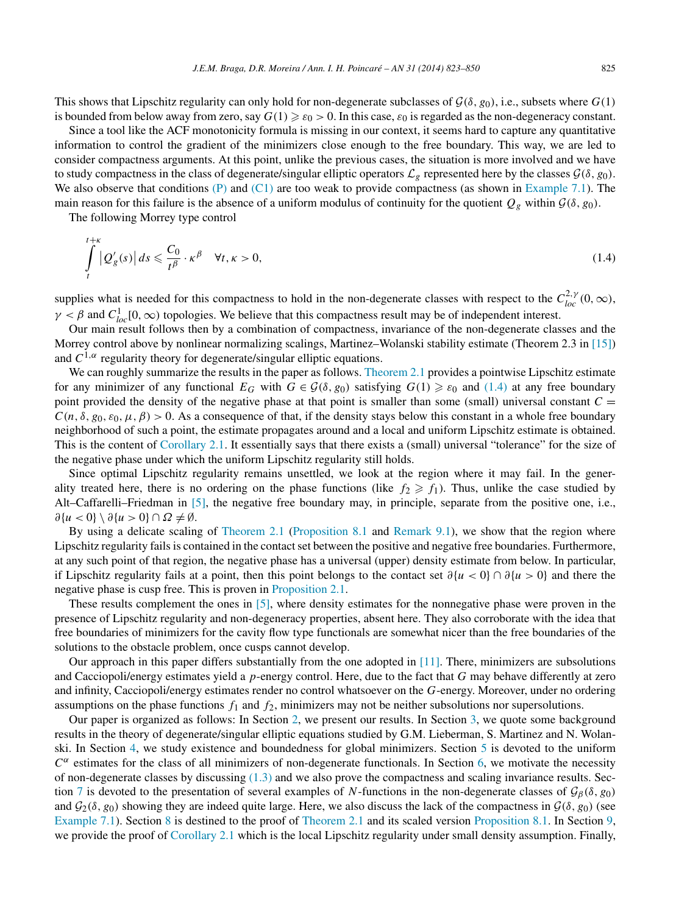This shows that Lipschitz regularity can only hold for non-degenerate subclasses of $\mathcal{G}(\delta, g_0)$, i.e., subsets where $G(1)$ is bounded from below away from zero, say $G(1) \geqslant \varepsilon_0 > 0$. In this case, $\varepsilon_0$ is regarded as the non-degeneracy constant.

Since a tool like the ACF monotonicity formula is missing in our context, it seems hard to capture any quantitative information to control the gradient of the minimizers close enough to the free boundary. This way, we are led to consider compactness arguments. At this point, unlike the previous cases, the situation is more involved and we have to study compactness in the class of degenerate/singular elliptic operators $\mathcal{L}_g$ represented here by the classes $\mathcal{G}(\delta, g_0)$. We also observe that conditions (P) and (C1) are too weak to provide compactness (as shown in Example 7.1). The main reason for this failure is the absence of a uniform modulus of continuity for the quotient $Q_g$ within $\mathcal{G}(\delta, g_0)$.

The following Morrey type control

$$\int_t^{t+\kappa} \left|Q_g'(s)\right| ds \leqslant \frac{C_0}{t^\beta} \cdot \kappa^\beta \quad \forall t, \kappa > 0, \tag{1.4}$$

supplies what is needed for this compactness to hold in the non-degenerate classes with respect to the $C^{2,\gamma}_{loc}(0,\infty)$, $\gamma < \beta$ and $C^1_{loc}[0,\infty)$ topologies. We believe that this compactness result may be of independent interest.

Our main result follows then by a combination of compactness, invariance of the non-degenerate classes and the Morrey control above by nonlinear normalizing scalings, Martinez–Wolanski stability estimate (Theorem 2.3 in [15]) and $C^{1,\alpha}$ regularity theory for degenerate/singular elliptic equations.

We can roughly summarize the results in the paper as follows. Theorem 2.1 provides a pointwise Lipschitz estimate for any minimizer of any functional $E_G$ with $G \in \mathcal{G}(\delta, g_0)$ satisfying $G(1) \geqslant \varepsilon_0$ and (1.4) at any free boundary point provided the density of the negative phase at that point is smaller than some (small) universal constant $C = C(n, \delta, g_0, \varepsilon_0, \mu, \beta) > 0$. As a consequence of that, if the density stays below this constant in a whole free boundary neighborhood of such a point, the estimate propagates around and a local and uniform Lipschitz estimate is obtained. This is the content of Corollary 2.1. It essentially says that there exists a (small) universal "tolerance" for the size of the negative phase under which the uniform Lipschitz regularity still holds.

Since optimal Lipschitz regularity remains unsettled, we look at the region where it may fail. In the generality treated here, there is no ordering on the phase functions (like $f_2 \geqslant f_1$). Thus, unlike the case studied by Alt–Caffarelli–Friedman in [5], the negative free boundary may, in principle, separate from the positive one, i.e., $\partial\{u < 0\} \setminus \partial\{u > 0\} \cap \Omega \neq \emptyset$.

By using a delicate scaling of Theorem 2.1 (Proposition 8.1 and Remark 9.1), we show that the region where Lipschitz regularity fails is contained in the contact set between the positive and negative free boundaries. Furthermore, at any such point of that region, the negative phase has a universal (upper) density estimate from below. In particular, if Lipschitz regularity fails at a point, then this point belongs to the contact set $\partial\{u < 0\} \cap \partial\{u > 0\}$ and there the negative phase is cusp free. This is proven in Proposition 2.1.

These results complement the ones in [5], where density estimates for the nonnegative phase were proven in the presence of Lipschitz regularity and non-degeneracy properties, absent here. They also corroborate with the idea that free boundaries of minimizers for the cavity flow type functionals are somewhat nicer than the free boundaries of the solutions to the obstacle problem, once cusps cannot develop.

Our approach in this paper differs substantially from the one adopted in [11]. There, minimizers are subsolutions and Cacciopoli/energy estimates yield a $p$-energy control. Here, due to the fact that $G$ may behave differently at zero and infinity, Cacciopoli/energy estimates render no control whatsoever on the $G$-energy. Moreover, under no ordering assumptions on the phase functions $f_1$ and $f_2$, minimizers may not be neither subsolutions nor supersolutions.

Our paper is organized as follows: In Section 2, we present our results. In Section 3, we quote some background results in the theory of degenerate/singular elliptic equations studied by G.M. Lieberman, S. Martinez and N. Wolanski. In Section 4, we study existence and boundedness for global minimizers. Section 5 is devoted to the uniform $C^\alpha$ estimates for the class of all minimizers of non-degenerate functionals. In Section 6, we motivate the necessity of non-degenerate classes by discussing (1.3) and we also prove the compactness and scaling invariance results. Section 7 is devoted to the presentation of several examples of $N$-functions in the non-degenerate classes of $\mathcal{G}_\beta(\delta, g_0)$ and $\mathcal{G}_2(\delta, g_0)$ showing they are indeed quite large. Here, we also discuss the lack of the compactness in $\mathcal{G}(\delta, g_0)$ (see Example 7.1). Section 8 is destined to the proof of Theorem 2.1 and its scaled version Proposition 8.1. In Section 9, we provide the proof of Corollary 2.1 which is the local Lipschitz regularity under small density assumption. Finally,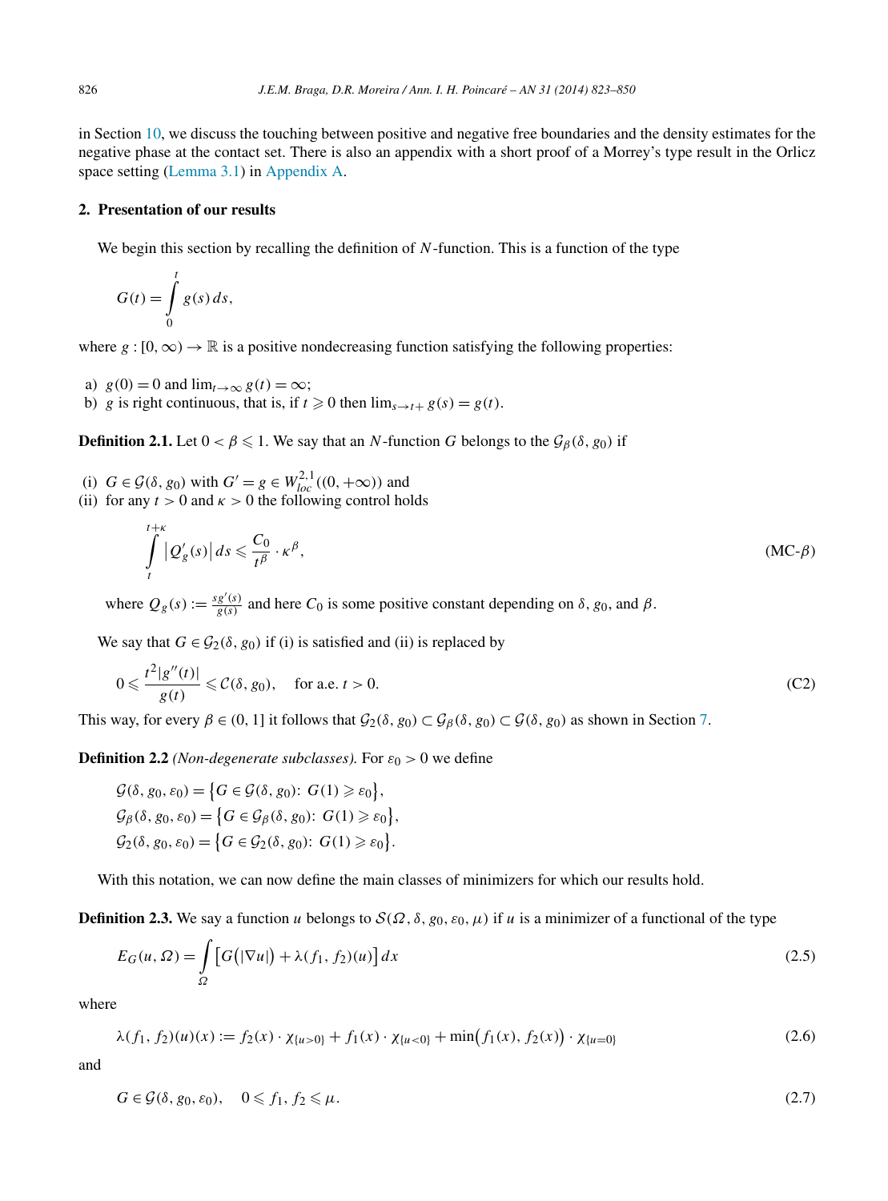in Section 10, we discuss the touching between positive and negative free boundaries and the density estimates for the negative phase at the contact set. There is also an appendix with a short proof of a Morrey's type result in the Orlicz space setting (Lemma 3.1) in Appendix A.

## 2. Presentation of our results

We begin this section by recalling the definition of $N$-function. This is a function of the type

$$G(t) = \int_0^t g(s)\,ds,$$

where $g : [0, \infty) \to \mathbb{R}$ is a positive nondecreasing function satisfying the following properties:

a) $g(0) = 0$ and $\lim_{t\to\infty} g(t) = \infty$;
b) $g$ is right continuous, that is, if $t \geqslant 0$ then $\lim_{s\to t+} g(s) = g(t)$.

**Definition 2.1.** Let $0 < \beta \leqslant 1$. We say that an $N$-function $G$ belongs to the $\mathcal{G}_\beta(\delta, g_0)$ if

(i) $G \in \mathcal{G}(\delta, g_0)$ with $G' = g \in W^{2,1}_{loc}((0, +\infty))$ and
(ii) for any $t > 0$ and $\kappa > 0$ the following control holds

$$\int_t^{t+\kappa} \left|Q_g'(s)\right| ds \leqslant \frac{C_0}{t^\beta} \cdot \kappa^\beta, \tag{MC-$\beta$}$$

where $Q_g(s) := \frac{sg'(s)}{g(s)}$ and here $C_0$ is some positive constant depending on $\delta$, $g_0$, and $\beta$.

We say that $G \in \mathcal{G}_2(\delta, g_0)$ if (i) is satisfied and (ii) is replaced by

$$0 \leqslant \frac{t^2|g''(t)|}{g(t)} \leqslant \mathcal{C}(\delta, g_0), \quad \text{for a.e. } t > 0. \tag{C2}$$

This way, for every $\beta \in (0, 1]$ it follows that $\mathcal{G}_2(\delta, g_0) \subset \mathcal{G}_\beta(\delta, g_0) \subset \mathcal{G}(\delta, g_0)$ as shown in Section 7.

**Definition 2.2** *(Non-degenerate subclasses).* For $\varepsilon_0 > 0$ we define

$$\mathcal{G}(\delta, g_0, \varepsilon_0) = \left\{G \in \mathcal{G}(\delta, g_0)\colon\ G(1) \geqslant \varepsilon_0\right\},$$
$$\mathcal{G}_\beta(\delta, g_0, \varepsilon_0) = \left\{G \in \mathcal{G}_\beta(\delta, g_0)\colon\ G(1) \geqslant \varepsilon_0\right\},$$
$$\mathcal{G}_2(\delta, g_0, \varepsilon_0) = \left\{G \in \mathcal{G}_2(\delta, g_0)\colon\ G(1) \geqslant \varepsilon_0\right\}.$$

With this notation, we can now define the main classes of minimizers for which our results hold.

**Definition 2.3.** We say a function $u$ belongs to $\mathcal{S}(\Omega, \delta, g_0, \varepsilon_0, \mu)$ if $u$ is a minimizer of a functional of the type

$$E_G(u, \Omega) = \int_\Omega \left[G\left(|\nabla u|\right) + \lambda(f_1, f_2)(u)\right] dx \tag{2.5}$$

where

$$\lambda(f_1, f_2)(u)(x) := f_2(x) \cdot \chi_{\{u>0\}} + f_1(x) \cdot \chi_{\{u<0\}} + \min\left(f_1(x), f_2(x)\right) \cdot \chi_{\{u=0\}} \tag{2.6}$$

and

$$G \in \mathcal{G}(\delta, g_0, \varepsilon_0), \quad 0 \leqslant f_1, f_2 \leqslant \mu. \tag{2.7}$$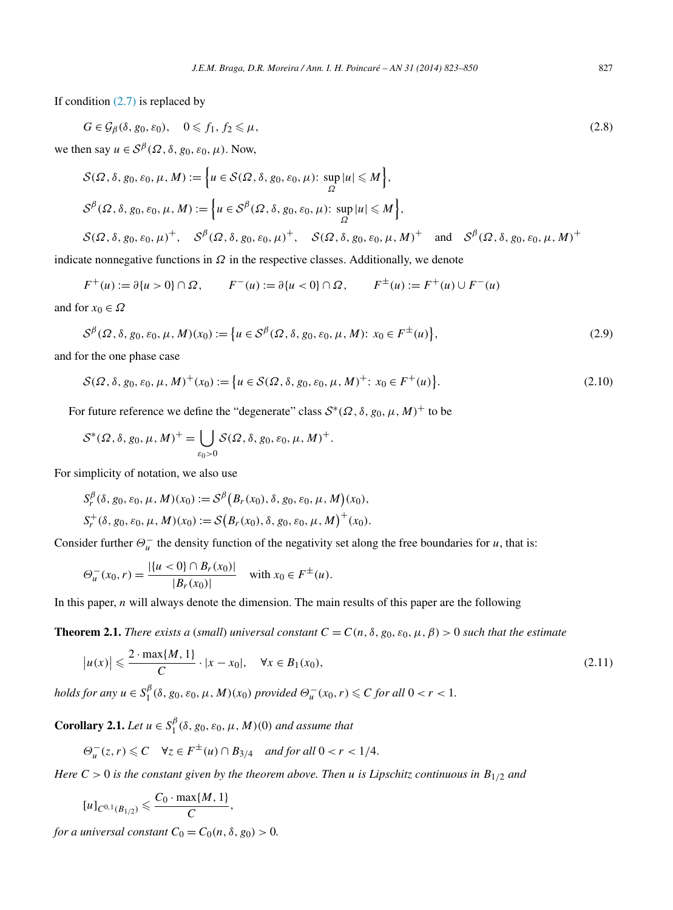If condition (2.7) is replaced by

$$G \in \mathcal{G}_\beta(\delta, g_0, \varepsilon_0), \quad 0 \leqslant f_1, f_2 \leqslant \mu, \tag{2.8}$$

we then say $u \in \mathcal{S}^\beta(\Omega, \delta, g_0, \varepsilon_0, \mu)$. Now,

$$\mathcal{S}(\Omega, \delta, g_0, \varepsilon_0, \mu, M) := \Big\{ u \in \mathcal{S}(\Omega, \delta, g_0, \varepsilon_0, \mu) \colon \sup_\Omega |u| \leqslant M \Big\},$$

$$\mathcal{S}^\beta(\Omega, \delta, g_0, \varepsilon_0, \mu, M) := \Big\{ u \in \mathcal{S}^\beta(\Omega, \delta, g_0, \varepsilon_0, \mu) \colon \sup_\Omega |u| \leqslant M \Big\},$$

$$\mathcal{S}(\Omega, \delta, g_0, \varepsilon_0, \mu)^+, \quad \mathcal{S}^\beta(\Omega, \delta, g_0, \varepsilon_0, \mu)^+, \quad \mathcal{S}(\Omega, \delta, g_0, \varepsilon_0, \mu, M)^+ \quad \text{and} \quad \mathcal{S}^\beta(\Omega, \delta, g_0, \varepsilon_0, \mu, M)^+$$

indicate nonnegative functions in $\Omega$ in the respective classes. Additionally, we denote

$$F^+(u) := \partial\{u > 0\} \cap \Omega, \qquad F^-(u) := \partial\{u < 0\} \cap \Omega, \qquad F^\pm(u) := F^+(u) \cup F^-(u)$$

and for $x_0 \in \Omega$

$$\mathcal{S}^\beta(\Omega, \delta, g_0, \varepsilon_0, \mu, M)(x_0) := \big\{ u \in \mathcal{S}^\beta(\Omega, \delta, g_0, \varepsilon_0, \mu, M) \colon x_0 \in F^\pm(u) \big\}, \tag{2.9}$$

and for the one phase case

$$\mathcal{S}(\Omega, \delta, g_0, \varepsilon_0, \mu, M)^+(x_0) := \big\{ u \in \mathcal{S}(\Omega, \delta, g_0, \varepsilon_0, \mu, M)^+ \colon x_0 \in F^+(u) \big\}. \tag{2.10}$$

For future reference we define the "degenerate" class $\mathcal{S}^*(\Omega, \delta, g_0, \mu, M)^+$ to be

$$\mathcal{S}^*(\Omega, \delta, g_0, \mu, M)^+ = \bigcup_{\varepsilon_0 > 0} \mathcal{S}(\Omega, \delta, g_0, \varepsilon_0, \mu, M)^+.$$

For simplicity of notation, we also use

$$S_r^\beta(\delta, g_0, \varepsilon_0, \mu, M)(x_0) := \mathcal{S}^\beta\big(B_r(x_0), \delta, g_0, \varepsilon_0, \mu, M\big)(x_0),$$

$$S_r^+(\delta, g_0, \varepsilon_0, \mu, M)(x_0) := \mathcal{S}\big(B_r(x_0), \delta, g_0, \varepsilon_0, \mu, M\big)^+(x_0).$$

Consider further $\Theta_u^-$ the density function of the negativity set along the free boundaries for $u$, that is:

$$\Theta_u^-(x_0, r) = \frac{|\{u < 0\} \cap B_r(x_0)|}{|B_r(x_0)|} \quad \text{with } x_0 \in F^\pm(u).$$

In this paper, $n$ will always denote the dimension. The main results of this paper are the following

**Theorem 2.1.** *There exists a (small) universal constant $C = C(n, \delta, g_0, \varepsilon_0, \mu, \beta) > 0$ such that the estimate*

$$\big|u(x)\big| \leqslant \frac{2 \cdot \max\{M, 1\}}{C} \cdot |x - x_0|, \quad \forall x \in B_1(x_0), \tag{2.11}$$

*holds for any $u \in S_1^\beta(\delta, g_0, \varepsilon_0, \mu, M)(x_0)$ provided $\Theta_u^-(x_0, r) \leqslant C$ for all $0 < r < 1$.*

**Corollary 2.1.** *Let $u \in S_1^\beta(\delta, g_0, \varepsilon_0, \mu, M)(0)$ and assume that*

$$\Theta_u^-(z, r) \leqslant C \quad \forall z \in F^\pm(u) \cap B_{3/4} \quad \text{and for all } 0 < r < 1/4.$$

*Here $C > 0$ is the constant given by the theorem above. Then $u$ is Lipschitz continuous in $B_{1/2}$ and*

$$[u]_{C^{0,1}(B_{1/2})} \leqslant \frac{C_0 \cdot \max\{M, 1\}}{C},$$

*for a universal constant $C_0 = C_0(n, \delta, g_0) > 0$.*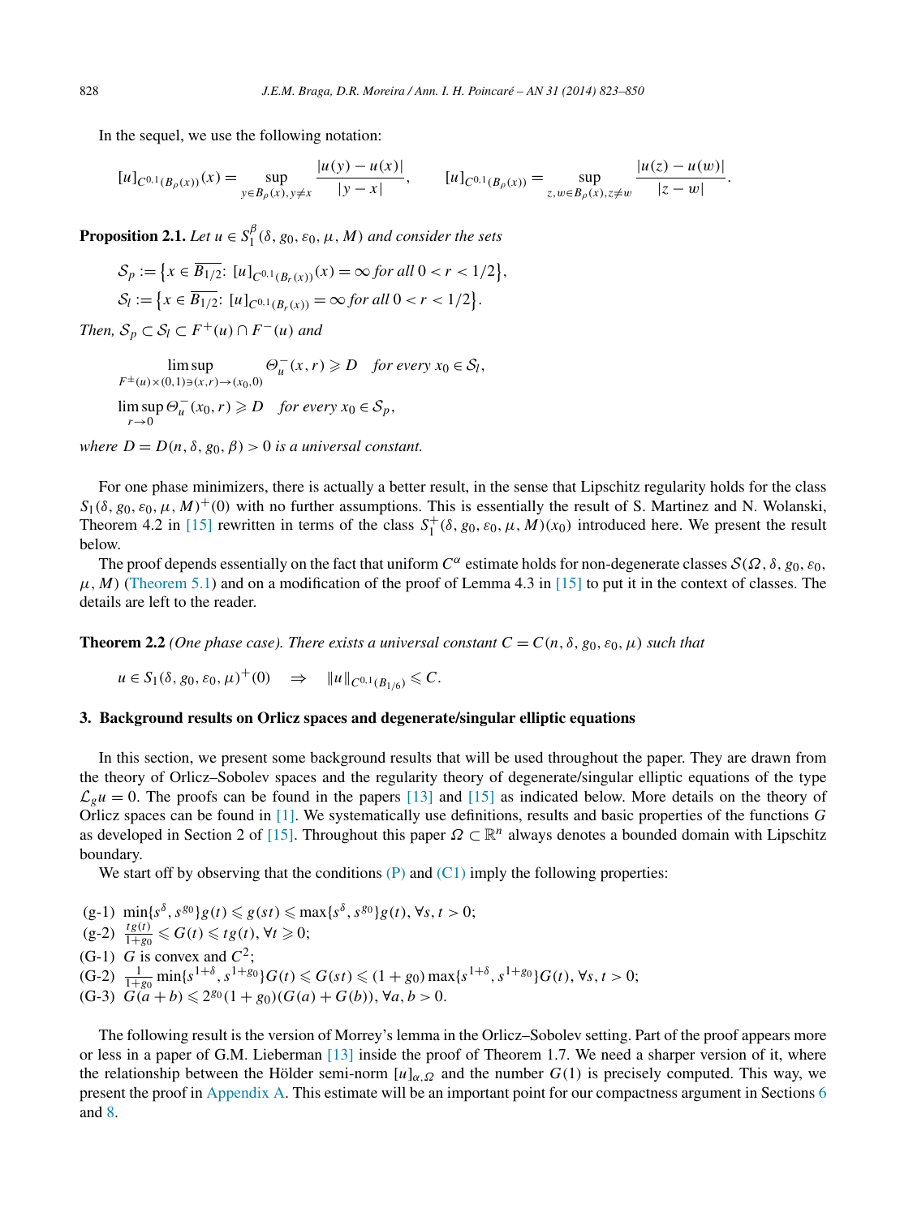In the sequel, we use the following notation:

$$[u]_{C^{0,1}(B_\rho(x))}(x) = \sup_{y\in B_\rho(x), y\neq x} \frac{|u(y)-u(x)|}{|y-x|}, \qquad [u]_{C^{0,1}(B_\rho(x))} = \sup_{z,w\in B_\rho(x), z\neq w} \frac{|u(z)-u(w)|}{|z-w|}.$$

**Proposition 2.1.** *Let $u \in S_1^\beta(\delta, g_0, \varepsilon_0, \mu, M)$ and consider the sets*

$$\mathcal{S}_p := \{x \in \overline{B_{1/2}}:\ [u]_{C^{0,1}(B_r(x))}(x) = \infty \text{ for all } 0 < r < 1/2\},$$
$$\mathcal{S}_l := \{x \in \overline{B_{1/2}}:\ [u]_{C^{0,1}(B_r(x))} = \infty \text{ for all } 0 < r < 1/2\}.$$

*Then, $\mathcal{S}_p \subset \mathcal{S}_l \subset F^+(u) \cap F^-(u)$ and*

$$\limsup_{F^\pm(u)\times(0,1)\ni(x,r)\to(x_0,0)} \Theta_u^-(x,r) \geqslant D \quad \text{for every } x_0 \in \mathcal{S}_l,$$
$$\limsup_{r\to 0} \Theta_u^-(x_0,r) \geqslant D \quad \text{for every } x_0 \in \mathcal{S}_p,$$

*where $D = D(n, \delta, g_0, \beta) > 0$ is a universal constant.*

For one phase minimizers, there is actually a better result, in the sense that Lipschitz regularity holds for the class $S_1(\delta, g_0, \varepsilon_0, \mu, M)^+(0)$ with no further assumptions. This is essentially the result of S. Martinez and N. Wolanski, Theorem 4.2 in [15] rewritten in terms of the class $S_1^+(\delta, g_0, \varepsilon_0, \mu, M)(x_0)$ introduced here. We present the result below.

The proof depends essentially on the fact that uniform $C^\alpha$ estimate holds for non-degenerate classes $\mathcal{S}(\Omega, \delta, g_0, \varepsilon_0, \mu, M)$ (Theorem 5.1) and on a modification of the proof of Lemma 4.3 in [15] to put it in the context of classes. The details are left to the reader.

**Theorem 2.2** *(One phase case). There exists a universal constant $C = C(n, \delta, g_0, \varepsilon_0, \mu)$ such that*

$$u \in S_1(\delta, g_0, \varepsilon_0, \mu)^+(0) \quad \Rightarrow \quad \|u\|_{C^{0,1}(B_{1/6})} \leqslant C.$$

## 3. Background results on Orlicz spaces and degenerate/singular elliptic equations

In this section, we present some background results that will be used throughout the paper. They are drawn from the theory of Orlicz–Sobolev spaces and the regularity theory of degenerate/singular elliptic equations of the type $\mathcal{L}_g u = 0$. The proofs can be found in the papers [13] and [15] as indicated below. More details on the theory of Orlicz spaces can be found in [1]. We systematically use definitions, results and basic properties of the functions $G$ as developed in Section 2 of [15]. Throughout this paper $\Omega \subset \mathbb{R}^n$ always denotes a bounded domain with Lipschitz boundary.

We start off by observing that the conditions (P) and (C1) imply the following properties:

- (g-1) $\min\{s^\delta, s^{g_0}\} g(t) \leqslant g(st) \leqslant \max\{s^\delta, s^{g_0}\} g(t)$, $\forall s, t > 0$;
- (g-2) $\frac{tg(t)}{1+g_0} \leqslant G(t) \leqslant tg(t)$, $\forall t \geqslant 0$;
- (G-1) $G$ is convex and $C^2$;
- (G-2) $\frac{1}{1+g_0}\min\{s^{1+\delta}, s^{1+g_0}\} G(t) \leqslant G(st) \leqslant (1+g_0)\max\{s^{1+\delta}, s^{1+g_0}\} G(t)$, $\forall s, t > 0$;
- (G-3) $G(a+b) \leqslant 2^{g_0}(1+g_0)(G(a)+G(b))$, $\forall a, b > 0$.

The following result is the version of Morrey's lemma in the Orlicz–Sobolev setting. Part of the proof appears more or less in a paper of G.M. Lieberman [13] inside the proof of Theorem 1.7. We need a sharper version of it, where the relationship between the Hölder semi-norm $[u]_{\alpha,\Omega}$ and the number $G(1)$ is precisely computed. This way, we present the proof in Appendix A. This estimate will be an important point for our compactness argument in Sections 6 and 8.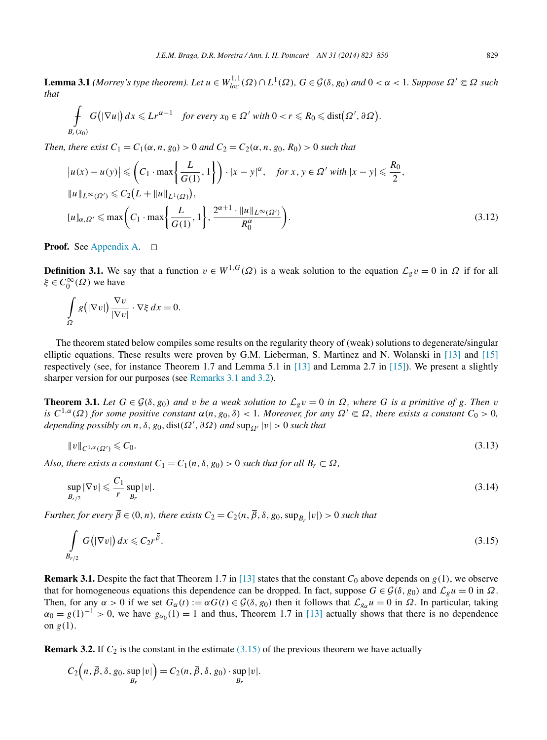**Lemma 3.1** *(Morrey's type theorem). Let $u \in W^{1,1}_{loc}(\Omega) \cap L^1(\Omega)$, $G \in \mathcal{G}(\delta, g_0)$ and $0 < \alpha < 1$. Suppose $\Omega' \Subset \Omega$ such that*

$$\fint_{B_r(x_0)} G(|\nabla u|)\,dx \leqslant L r^{\alpha-1} \quad \text{for every } x_0 \in \Omega' \text{ with } 0 < r \leqslant R_0 \leqslant \operatorname{dist}(\Omega', \partial\Omega).$$

*Then, there exist $C_1 = C_1(\alpha, n, g_0) > 0$ and $C_2 = C_2(\alpha, n, g_0, R_0) > 0$ such that*

$$\begin{aligned}
&|u(x) - u(y)| \leqslant \left(C_1 \cdot \max\left\{\frac{L}{G(1)}, 1\right\}\right) \cdot |x-y|^\alpha, \quad \text{for } x, y \in \Omega' \text{ with } |x-y| \leqslant \frac{R_0}{2},\\
&\|u\|_{L^\infty(\Omega')} \leqslant C_2\left(L + \|u\|_{L^1(\Omega)}\right),\\
&[u]_{\alpha,\Omega'} \leqslant \max\left(C_1 \cdot \max\left\{\frac{L}{G(1)}, 1\right\}, \frac{2^{\alpha+1} \cdot \|u\|_{L^\infty(\Omega')}}{R_0^\alpha}\right).
\end{aligned} \tag{3.12}$$

**Proof.** See Appendix A. $\square$

**Definition 3.1.** We say that a function $v \in W^{1,G}(\Omega)$ is a weak solution to the equation $\mathcal{L}_g v = 0$ in $\Omega$ if for all $\xi \in C_0^\infty(\Omega)$ we have

$$\int_\Omega g(|\nabla v|)\frac{\nabla v}{|\nabla v|} \cdot \nabla \xi\,dx = 0.$$

The theorem stated below compiles some results on the regularity theory of (weak) solutions to degenerate/singular elliptic equations. These results were proven by G.M. Lieberman, S. Martinez and N. Wolanski in [13] and [15] respectively (see, for instance Theorem 1.7 and Lemma 5.1 in [13] and Lemma 2.7 in [15]). We present a slightly sharper version for our purposes (see Remarks 3.1 and 3.2).

**Theorem 3.1.** *Let $G \in \mathcal{G}(\delta, g_0)$ and $v$ be a weak solution to $\mathcal{L}_g v = 0$ in $\Omega$, where $G$ is a primitive of $g$. Then $v$ is $C^{1,\alpha}(\Omega)$ for some positive constant $\alpha(n, g_0, \delta) < 1$. Moreover, for any $\Omega' \Subset \Omega$, there exists a constant $C_0 > 0$, depending possibly on $n, \delta, g_0, \operatorname{dist}(\Omega', \partial\Omega)$ and $\sup_{\Omega'} |v| > 0$ such that*

$$\|v\|_{C^{1,\alpha}(\Omega')} \leqslant C_0. \tag{3.13}$$

*Also, there exists a constant $C_1 = C_1(n, \delta, g_0) > 0$ such that for all $B_r \subset \Omega$,*

$$\sup_{B_{r/2}} |\nabla v| \leqslant \frac{C_1}{r} \sup_{B_r} |v|. \tag{3.14}$$

*Further, for every $\overline{\beta} \in (0, n)$, there exists $C_2 = C_2(n, \overline{\beta}, \delta, g_0, \sup_{B_r} |v|) > 0$ such that*

$$\int_{B_{r/2}} G(|\nabla v|)\,dx \leqslant C_2 r^{\overline{\beta}}. \tag{3.15}$$

**Remark 3.1.** Despite the fact that Theorem 1.7 in [13] states that the constant $C_0$ above depends on $g(1)$, we observe that for homogeneous equations this dependence can be dropped. In fact, suppose $G \in \mathcal{G}(\delta, g_0)$ and $\mathcal{L}_g u = 0$ in $\Omega$. Then, for any $\alpha > 0$ if we set $G_\alpha(t) := \alpha G(t) \in \mathcal{G}(\delta, g_0)$ then it follows that $\mathcal{L}_{g_\alpha} u = 0$ in $\Omega$. In particular, taking $\alpha_0 = g(1)^{-1} > 0$, we have $g_{\alpha_0}(1) = 1$ and thus, Theorem 1.7 in [13] actually shows that there is no dependence on $g(1)$.

**Remark 3.2.** If $C_2$ is the constant in the estimate (3.15) of the previous theorem we have actually

$$C_2\left(n, \overline{\beta}, \delta, g_0, \sup_{B_r} |v|\right) = C_2(n, \overline{\beta}, \delta, g_0) \cdot \sup_{B_r} |v|.$$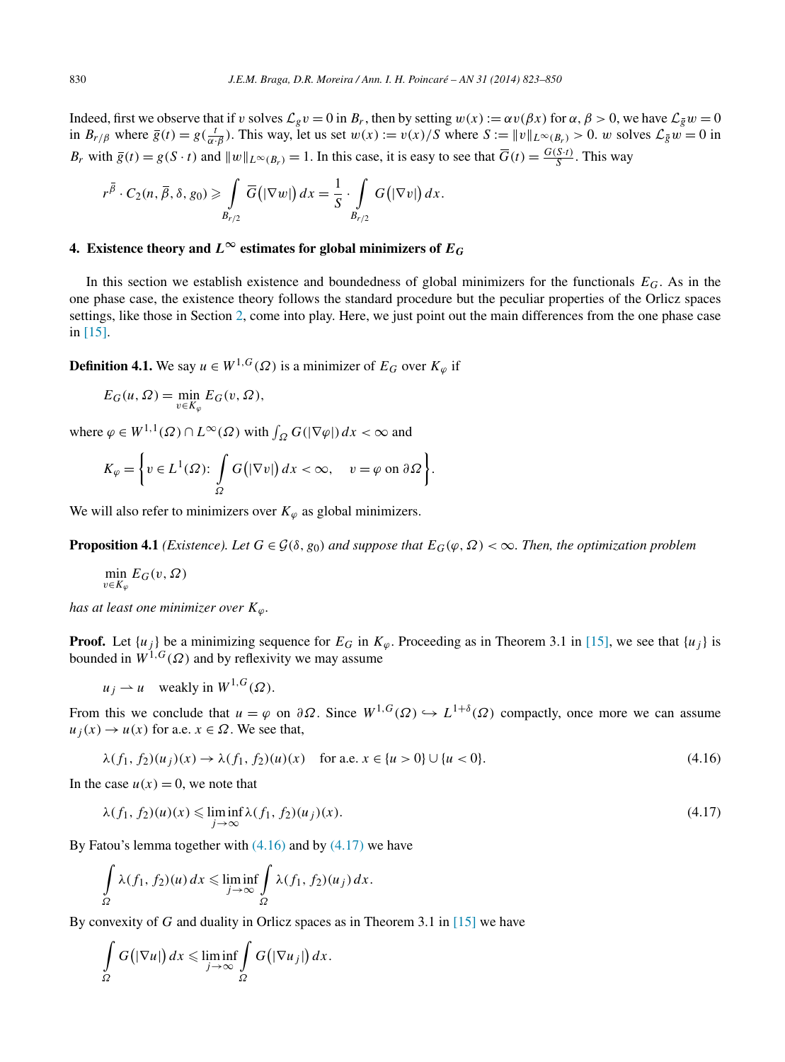Indeed, first we observe that if $v$ solves $\mathcal{L}_g v = 0$ in $B_r$, then by setting $w(x) := \alpha v(\beta x)$ for $\alpha, \beta > 0$, we have $\mathcal{L}_{\bar{g}} w = 0$ in $B_{r/\beta}$ where $\bar{g}(t) = g(\frac{t}{\alpha \cdot \beta})$. This way, let us set $w(x) := v(x)/S$ where $S := \|v\|_{L^\infty(B_r)} > 0$. $w$ solves $\mathcal{L}_{\bar{g}} w = 0$ in $B_r$ with $\bar{g}(t) = g(S \cdot t)$ and $\|w\|_{L^\infty(B_r)} = 1$. In this case, it is easy to see that $\overline{G}(t) = \frac{G(S \cdot t)}{S}$. This way

$$
r^{\bar{\beta}} \cdot C_2(n, \bar{\beta}, \delta, g_0) \geqslant \int_{B_{r/2}} \overline{G}\big(|\nabla w|\big)\, dx = \frac{1}{S} \cdot \int_{B_{r/2}} G\big(|\nabla v|\big)\, dx.
$$

## 4. Existence theory and $L^\infty$ estimates for global minimizers of $E_G$

In this section we establish existence and boundedness of global minimizers for the functionals $E_G$. As in the one phase case, the existence theory follows the standard procedure but the peculiar properties of the Orlicz spaces settings, like those in Section 2, come into play. Here, we just point out the main differences from the one phase case in [15].

**Definition 4.1.** We say $u \in W^{1,G}(\Omega)$ is a minimizer of $E_G$ over $K_\varphi$ if

$$
E_G(u, \Omega) = \min_{v \in K_\varphi} E_G(v, \Omega),
$$

where $\varphi \in W^{1,1}(\Omega) \cap L^\infty(\Omega)$ with $\int_\Omega G(|\nabla \varphi|)\, dx < \infty$ and

$$
K_\varphi = \left\{ v \in L^1(\Omega)\colon \int_\Omega G\big(|\nabla v|\big)\, dx < \infty, \quad v = \varphi \text{ on } \partial\Omega \right\}.
$$

We will also refer to minimizers over $K_\varphi$ as global minimizers.

**Proposition 4.1** *(Existence). Let $G \in \mathcal{G}(\delta, g_0)$ and suppose that $E_G(\varphi, \Omega) < \infty$. Then, the optimization problem*

$$
\min_{v \in K_\varphi} E_G(v, \Omega)
$$

*has at least one minimizer over $K_\varphi$.*

**Proof.** Let $\{u_j\}$ be a minimizing sequence for $E_G$ in $K_\varphi$. Proceeding as in Theorem 3.1 in [15], we see that $\{u_j\}$ is bounded in $W^{1,G}(\Omega)$ and by reflexivity we may assume

$$
u_j \rightharpoonup u \quad \text{weakly in } W^{1,G}(\Omega).
$$

From this we conclude that $u = \varphi$ on $\partial\Omega$. Since $W^{1,G}(\Omega) \hookrightarrow L^{1+\delta}(\Omega)$ compactly, once more we can assume $u_j(x) \to u(x)$ for a.e. $x \in \Omega$. We see that,

$$
\lambda(f_1, f_2)(u_j)(x) \to \lambda(f_1, f_2)(u)(x) \quad \text{for a.e. } x \in \{u > 0\} \cup \{u < 0\}. \tag{4.16}
$$

In the case $u(x) = 0$, we note that

$$
\lambda(f_1, f_2)(u)(x) \leqslant \liminf_{j \to \infty} \lambda(f_1, f_2)(u_j)(x). \tag{4.17}
$$

By Fatou's lemma together with (4.16) and by (4.17) we have

$$
\int_\Omega \lambda(f_1, f_2)(u)\, dx \leqslant \liminf_{j \to \infty} \int_\Omega \lambda(f_1, f_2)(u_j)\, dx.
$$

By convexity of $G$ and duality in Orlicz spaces as in Theorem 3.1 in [15] we have

$$
\int_\Omega G\big(|\nabla u|\big)\, dx \leqslant \liminf_{j \to \infty} \int_\Omega G\big(|\nabla u_j|\big)\, dx.
$$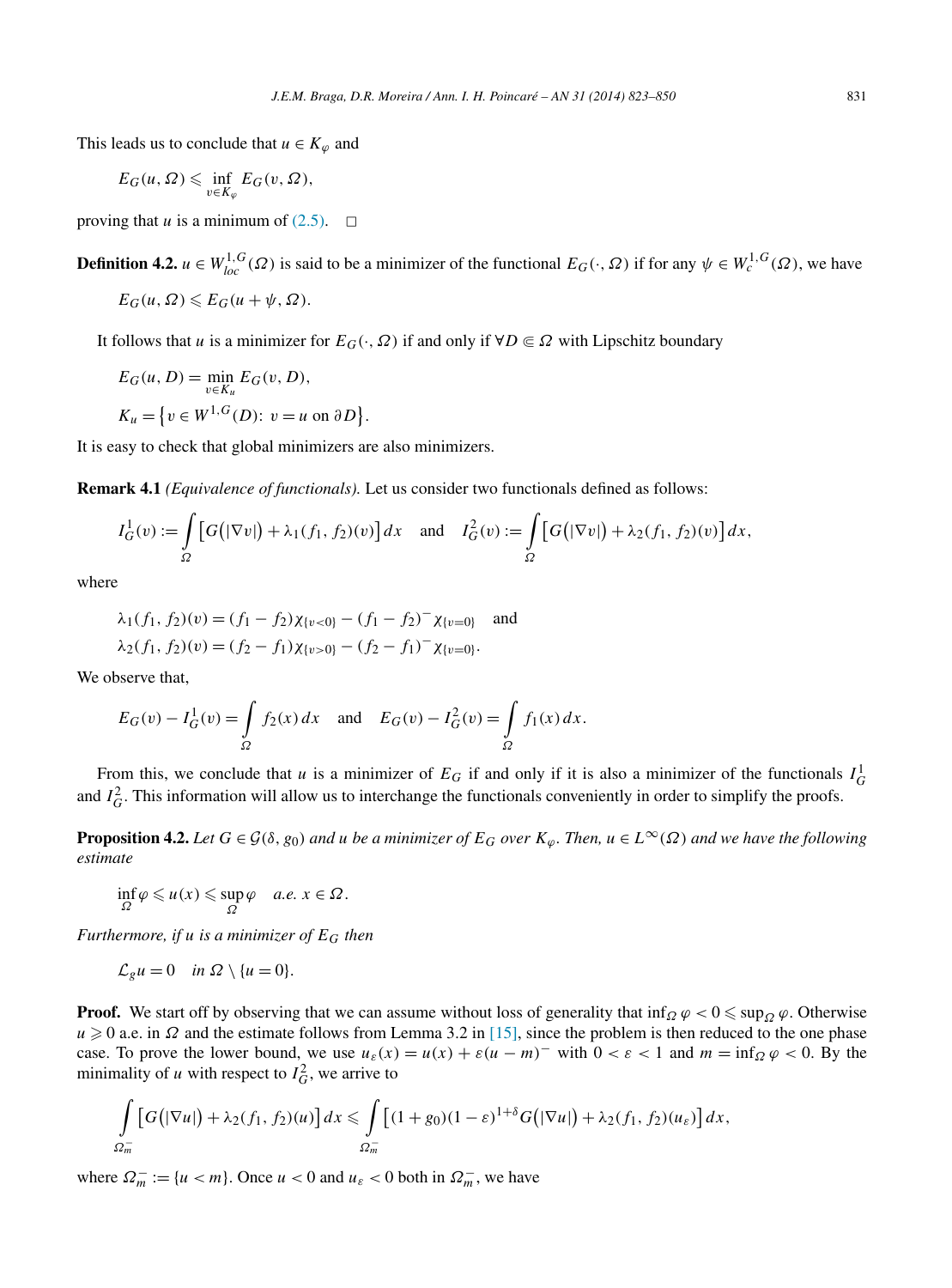This leads us to conclude that $u \in K_\varphi$ and

$$E_G(u, \Omega) \leqslant \inf_{v \in K_\varphi} E_G(v, \Omega),$$

proving that $u$ is a minimum of (2.5). □

**Definition 4.2.** $u \in W^{1,G}_{loc}(\Omega)$ is said to be a minimizer of the functional $E_G(\cdot, \Omega)$ if for any $\psi \in W^{1,G}_c(\Omega)$, we have

$$E_G(u, \Omega) \leqslant E_G(u + \psi, \Omega).$$

It follows that $u$ is a minimizer for $E_G(\cdot, \Omega)$ if and only if $\forall D \Subset \Omega$ with Lipschitz boundary

$$E_G(u, D) = \min_{v \in K_u} E_G(v, D),$$

$$K_u = \left\{ v \in W^{1,G}(D) \colon v = u \text{ on } \partial D \right\}.$$

It is easy to check that global minimizers are also minimizers.

**Remark 4.1** *(Equivalence of functionals).* Let us consider two functionals defined as follows:

$$I^1_G(v) := \int_\Omega \left[ G\left(|\nabla v|\right) + \lambda_1(f_1, f_2)(v) \right] dx \quad \text{and} \quad I^2_G(v) := \int_\Omega \left[ G\left(|\nabla v|\right) + \lambda_2(f_1, f_2)(v) \right] dx,$$

where

$$\lambda_1(f_1, f_2)(v) = (f_1 - f_2)\chi_{\{v<0\}} - (f_1 - f_2)^- \chi_{\{v=0\}} \quad \text{and}$$
$$\lambda_2(f_1, f_2)(v) = (f_2 - f_1)\chi_{\{v>0\}} - (f_2 - f_1)^- \chi_{\{v=0\}}.$$

We observe that,

$$E_G(v) - I^1_G(v) = \int_\Omega f_2(x)\, dx \quad \text{and} \quad E_G(v) - I^2_G(v) = \int_\Omega f_1(x)\, dx.$$

From this, we conclude that $u$ is a minimizer of $E_G$ if and only if it is also a minimizer of the functionals $I^1_G$ and $I^2_G$. This information will allow us to interchange the functionals conveniently in order to simplify the proofs.

**Proposition 4.2.** *Let $G \in \mathcal{G}(\delta, g_0)$ and $u$ be a minimizer of $E_G$ over $K_\varphi$. Then, $u \in L^\infty(\Omega)$ and we have the following estimate*

$$\inf_\Omega \varphi \leqslant u(x) \leqslant \sup_\Omega \varphi \quad \textit{a.e. } x \in \Omega.$$

*Furthermore, if $u$ is a minimizer of $E_G$ then*

$$\mathcal{L}_g u = 0 \quad \textit{in } \Omega \setminus \{u = 0\}.$$

**Proof.** We start off by observing that we can assume without loss of generality that $\inf_\Omega \varphi < 0 \leqslant \sup_\Omega \varphi$. Otherwise $u \geqslant 0$ a.e. in $\Omega$ and the estimate follows from Lemma 3.2 in [15], since the problem is then reduced to the one phase case. To prove the lower bound, we use $u_\varepsilon(x) = u(x) + \varepsilon(u - m)^-$ with $0 < \varepsilon < 1$ and $m = \inf_\Omega \varphi < 0$. By the minimality of $u$ with respect to $I^2_G$, we arrive to

$$\int_{\Omega^-_m} \left[ G\left(|\nabla u|\right) + \lambda_2(f_1, f_2)(u) \right] dx \leqslant \int_{\Omega^-_m} \left[ (1 + g_0)(1 - \varepsilon)^{1+\delta} G\left(|\nabla u|\right) + \lambda_2(f_1, f_2)(u_\varepsilon) \right] dx,$$

where $\Omega^-_m := \{u < m\}$. Once $u < 0$ and $u_\varepsilon < 0$ both in $\Omega^-_m$, we have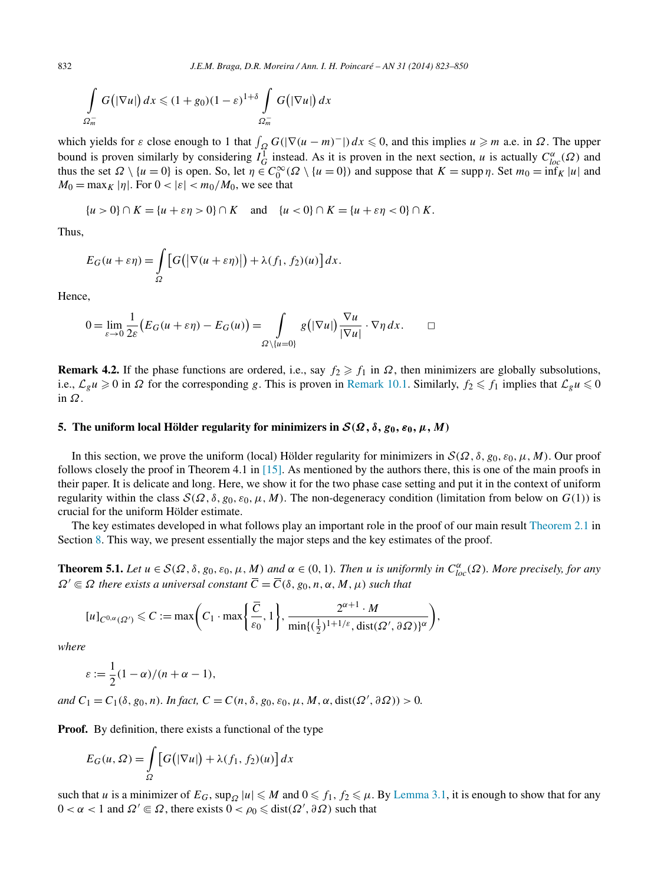$$\int_{\Omega_m^-} G(|\nabla u|)\,dx \leqslant (1+g_0)(1-\varepsilon)^{1+\delta}\int_{\Omega_m^-} G(|\nabla u|)\,dx$$

which yields for $\varepsilon$ close enough to 1 that $\int_\Omega G(|\nabla(u-m)^-|)\,dx \leqslant 0$, and this implies $u \geqslant m$ a.e. in $\Omega$. The upper bound is proven similarly by considering $I_G^1$ instead. As it is proven in the next section, $u$ is actually $C^{\alpha}_{loc}(\Omega)$ and thus the set $\Omega \setminus \{u=0\}$ is open. So, let $\eta \in C_0^\infty(\Omega \setminus \{u=0\})$ and suppose that $K = \operatorname{supp}\eta$. Set $m_0 = \inf_K |u|$ and $M_0 = \max_K |\eta|$. For $0<|\varepsilon|<m_0/M_0$, we see that

$$\{u>0\}\cap K = \{u+\varepsilon\eta>0\}\cap K \quad \text{and} \quad \{u<0\}\cap K = \{u+\varepsilon\eta<0\}\cap K.$$

Thus,

$$E_G(u+\varepsilon\eta) = \int_\Omega \big[G\big(|\nabla(u+\varepsilon\eta)|\big) + \lambda(f_1,f_2)(u)\big]\,dx.$$

Hence,

$$0 = \lim_{\varepsilon\to 0}\frac{1}{2\varepsilon}\big(E_G(u+\varepsilon\eta) - E_G(u)\big) = \int_{\Omega\setminus\{u=0\}} g\big(|\nabla u|\big)\frac{\nabla u}{|\nabla u|}\cdot\nabla\eta\,dx. \qquad \square$$

**Remark 4.2.** If the phase functions are ordered, i.e., say $f_2 \geqslant f_1$ in $\Omega$, then minimizers are globally subsolutions, i.e., $\mathcal{L}_g u \geqslant 0$ in $\Omega$ for the corresponding $g$. This is proven in Remark 10.1. Similarly, $f_2 \leqslant f_1$ implies that $\mathcal{L}_g u \leqslant 0$ in $\Omega$.

## 5. The uniform local Hölder regularity for minimizers in $\mathcal{S}(\Omega,\delta,g_0,\varepsilon_0,\mu,M)$

In this section, we prove the uniform (local) Hölder regularity for minimizers in $\mathcal{S}(\Omega,\delta,g_0,\varepsilon_0,\mu,M)$. Our proof follows closely the proof in Theorem 4.1 in [15]. As mentioned by the authors there, this is one of the main proofs in their paper. It is delicate and long. Here, we show it for the two phase case setting and put it in the context of uniform regularity within the class $\mathcal{S}(\Omega,\delta,g_0,\varepsilon_0,\mu,M)$. The non-degeneracy condition (limitation from below on $G(1)$) is crucial for the uniform Hölder estimate.

The key estimates developed in what follows play an important role in the proof of our main result Theorem 2.1 in Section 8. This way, we present essentially the major steps and the key estimates of the proof.

**Theorem 5.1.** *Let $u \in \mathcal{S}(\Omega,\delta,g_0,\varepsilon_0,\mu,M)$ and $\alpha\in(0,1)$. Then $u$ is uniformly in $C^\alpha_{loc}(\Omega)$. More precisely, for any $\Omega' \Subset \Omega$ there exists a universal constant $\overline{C} = \overline{C}(\delta,g_0,n,\alpha,M,\mu)$ such that*

$$[u]_{C^{0,\alpha}(\Omega')} \leqslant C := \max\left(C_1\cdot\max\left\{\frac{\overline{C}}{\varepsilon_0},1\right\}, \frac{2^{\alpha+1}\cdot M}{\min\{(\frac{1}{2})^{1+1/\varepsilon},\operatorname{dist}(\Omega',\partial\Omega)\}^\alpha}\right),$$

*where*

$$\varepsilon := \frac{1}{2}(1-\alpha)/(n+\alpha-1),$$

*and $C_1 = C_1(\delta,g_0,n)$. In fact, $C = C(n,\delta,g_0,\varepsilon_0,\mu,M,\alpha,\operatorname{dist}(\Omega',\partial\Omega)) > 0$.*

**Proof.** By definition, there exists a functional of the type

$$E_G(u,\Omega) = \int_\Omega \big[G\big(|\nabla u|\big) + \lambda(f_1,f_2)(u)\big]\,dx$$

such that $u$ is a minimizer of $E_G$, $\sup_\Omega |u| \leqslant M$ and $0 \leqslant f_1, f_2 \leqslant \mu$. By Lemma 3.1, it is enough to show that for any $0<\alpha<1$ and $\Omega' \Subset \Omega$, there exists $0<\rho_0 \leqslant \operatorname{dist}(\Omega',\partial\Omega)$ such that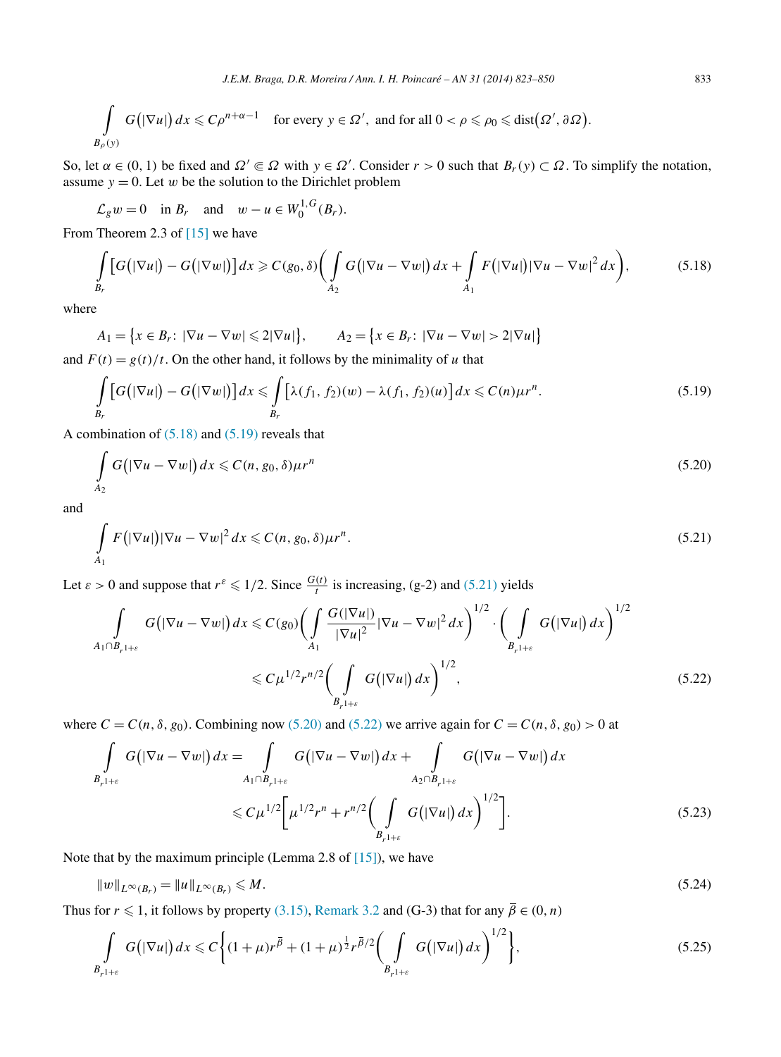$$\int_{B_\rho(y)} G\big(|\nabla u|\big)\,dx \leqslant C\rho^{n+\alpha-1} \quad \text{for every } y \in \Omega', \text{ and for all } 0 < \rho \leqslant \rho_0 \leqslant \operatorname{dist}\big(\Omega', \partial\Omega\big).$$

So, let $\alpha \in (0,1)$ be fixed and $\Omega' \Subset \Omega$ with $y \in \Omega'$. Consider $r > 0$ such that $B_r(y) \subset \Omega$. To simplify the notation, assume $y = 0$. Let $w$ be the solution to the Dirichlet problem

$$\mathcal{L}_g w = 0 \quad \text{in } B_r \quad \text{and} \quad w - u \in W_0^{1,G}(B_r).$$

From Theorem 2.3 of [15] we have

$$\int_{B_r} \big[G\big(|\nabla u|\big) - G\big(|\nabla w|\big)\big]\,dx \geqslant C(g_0,\delta)\bigg(\int_{A_2} G\big(|\nabla u - \nabla w|\big)\,dx + \int_{A_1} F\big(|\nabla u|\big)|\nabla u - \nabla w|^2\,dx\bigg), \tag{5.18}$$

where

$$A_1 = \big\{x \in B_r\colon\ |\nabla u - \nabla w| \leqslant 2|\nabla u|\big\}, \qquad A_2 = \big\{x \in B_r\colon\ |\nabla u - \nabla w| > 2|\nabla u|\big\}$$

and $F(t) = g(t)/t$. On the other hand, it follows by the minimality of $u$ that

$$\int_{B_r} \big[G\big(|\nabla u|\big) - G\big(|\nabla w|\big)\big]\,dx \leqslant \int_{B_r} \big[\lambda(f_1,f_2)(w) - \lambda(f_1,f_2)(u)\big]\,dx \leqslant C(n)\mu r^n. \tag{5.19}$$

A combination of (5.18) and (5.19) reveals that

$$\int_{A_2} G\big(|\nabla u - \nabla w|\big)\,dx \leqslant C(n,g_0,\delta)\mu r^n \tag{5.20}$$

and

$$\int_{A_1} F\big(|\nabla u|\big)|\nabla u - \nabla w|^2\,dx \leqslant C(n,g_0,\delta)\mu r^n. \tag{5.21}$$

Let $\varepsilon > 0$ and suppose that $r^\varepsilon \leqslant 1/2$. Since $\frac{G(t)}{t}$ is increasing, (g-2) and (5.21) yields

$$\begin{aligned}
\int_{A_1 \cap B_{r^{1+\varepsilon}}} G\big(|\nabla u - \nabla w|\big)\,dx &\leqslant C(g_0)\bigg(\int_{A_1} \frac{G(|\nabla u|)}{|\nabla u|^2}|\nabla u - \nabla w|^2\,dx\bigg)^{1/2} \cdot \bigg(\int_{B_{r^{1+\varepsilon}}} G\big(|\nabla u|\big)\,dx\bigg)^{1/2} \\
&\leqslant C\mu^{1/2} r^{n/2}\bigg(\int_{B_{r^{1+\varepsilon}}} G\big(|\nabla u|\big)\,dx\bigg)^{1/2},
\end{aligned} \tag{5.22}$$

where $C = C(n,\delta,g_0)$. Combining now (5.20) and (5.22) we arrive again for $C = C(n,\delta,g_0) > 0$ at

$$\begin{aligned}
\int_{B_{r^{1+\varepsilon}}} G\big(|\nabla u - \nabla w|\big)\,dx &= \int_{A_1 \cap B_{r^{1+\varepsilon}}} G\big(|\nabla u - \nabla w|\big)\,dx + \int_{A_2 \cap B_{r^{1+\varepsilon}}} G\big(|\nabla u - \nabla w|\big)\,dx \\
&\leqslant C\mu^{1/2}\bigg[\mu^{1/2} r^n + r^{n/2}\bigg(\int_{B_{r^{1+\varepsilon}}} G\big(|\nabla u|\big)\,dx\bigg)^{1/2}\bigg].
\end{aligned} \tag{5.23}$$

Note that by the maximum principle (Lemma 2.8 of [15]), we have

$$\|w\|_{L^\infty(B_r)} = \|u\|_{L^\infty(B_r)} \leqslant M. \tag{5.24}$$

Thus for $r \leqslant 1$, it follows by property (3.15), Remark 3.2 and (G-3) that for any $\overline{\beta} \in (0,n)$

$$\int_{B_{r^{1+\varepsilon}}} G\big(|\nabla u|\big)\,dx \leqslant C\bigg\{(1+\mu)r^{\overline{\beta}} + (1+\mu)^{\frac{1}{2}} r^{\overline{\beta}/2}\bigg(\int_{B_{r^{1+\varepsilon}}} G\big(|\nabla u|\big)\,dx\bigg)^{1/2}\bigg\}, \tag{5.25}$$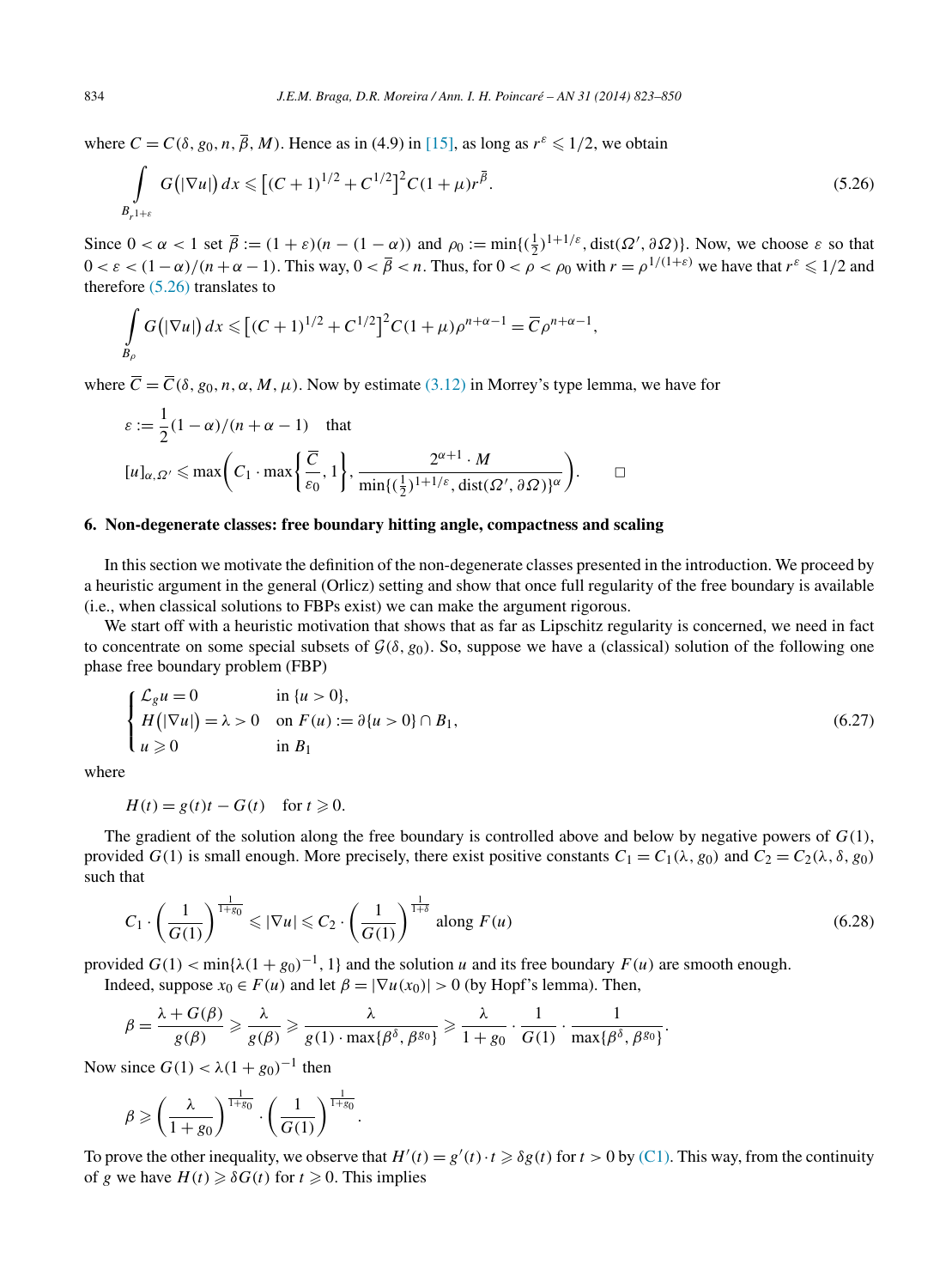where $C = C(\delta, g_0, n, \overline{\beta}, M)$. Hence as in (4.9) in [15], as long as $r^\varepsilon \leqslant 1/2$, we obtain

$$\int_{B_{r^{1+\varepsilon}}} G\big(|\nabla u|\big)\, dx \leqslant \big[(C+1)^{1/2} + C^{1/2}\big]^2 C(1+\mu) r^{\overline{\beta}}. \tag{5.26}$$

Since $0 < \alpha < 1$ set $\overline{\beta} := (1+\varepsilon)(n - (1-\alpha))$ and $\rho_0 := \min\{(\frac{1}{2})^{1+1/\varepsilon}, \operatorname{dist}(\Omega', \partial\Omega)\}$. Now, we choose $\varepsilon$ so that $0 < \varepsilon < (1-\alpha)/(n+\alpha-1)$. This way, $0 < \overline{\beta} < n$. Thus, for $0 < \rho < \rho_0$ with $r = \rho^{1/(1+\varepsilon)}$ we have that $r^\varepsilon \leqslant 1/2$ and therefore (5.26) translates to

$$\int_{B_\rho} G\big(|\nabla u|\big)\, dx \leqslant \big[(C+1)^{1/2} + C^{1/2}\big]^2 C(1+\mu) \rho^{n+\alpha-1} = \overline{C} \rho^{n+\alpha-1},$$

where $\overline{C} = \overline{C}(\delta, g_0, n, \alpha, M, \mu)$. Now by estimate (3.12) in Morrey's type lemma, we have for

$$\varepsilon := \frac{1}{2}(1-\alpha)/(n+\alpha-1) \quad \text{that}$$

$$[u]_{\alpha,\Omega'} \leqslant \max\left(C_1 \cdot \max\left\{\frac{\overline{C}}{\varepsilon_0}, 1\right\}, \frac{2^{\alpha+1} \cdot M}{\min\{(\frac{1}{2})^{1+1/\varepsilon}, \operatorname{dist}(\Omega', \partial\Omega)\}^\alpha}\right). \qquad \square$$

## 6. Non-degenerate classes: free boundary hitting angle, compactness and scaling

In this section we motivate the definition of the non-degenerate classes presented in the introduction. We proceed by a heuristic argument in the general (Orlicz) setting and show that once full regularity of the free boundary is available (i.e., when classical solutions to FBPs exist) we can make the argument rigorous.

We start off with a heuristic motivation that shows that as far as Lipschitz regularity is concerned, we need in fact to concentrate on some special subsets of $\mathcal{G}(\delta, g_0)$. So, suppose we have a (classical) solution of the following one phase free boundary problem (FBP)

$$\begin{cases} \mathcal{L}_g u = 0 & \text{in } \{u > 0\}, \\ H\big(|\nabla u|\big) = \lambda > 0 & \text{on } F(u) := \partial\{u > 0\} \cap B_1, \\ u \geqslant 0 & \text{in } B_1 \end{cases} \tag{6.27}$$

where

$$H(t) = g(t)t - G(t) \quad \text{for } t \geqslant 0.$$

The gradient of the solution along the free boundary is controlled above and below by negative powers of $G(1)$, provided $G(1)$ is small enough. More precisely, there exist positive constants $C_1 = C_1(\lambda, g_0)$ and $C_2 = C_2(\lambda, \delta, g_0)$ such that

$$C_1 \cdot \left(\frac{1}{G(1)}\right)^{\frac{1}{1+g_0}} \leqslant |\nabla u| \leqslant C_2 \cdot \left(\frac{1}{G(1)}\right)^{\frac{1}{1+\delta}} \text{ along } F(u) \tag{6.28}$$

provided $G(1) < \min\{\lambda(1+g_0)^{-1}, 1\}$ and the solution $u$ and its free boundary $F(u)$ are smooth enough.

Indeed, suppose $x_0 \in F(u)$ and let $\beta = |\nabla u(x_0)| > 0$ (by Hopf's lemma). Then,

$$\beta = \frac{\lambda + G(\beta)}{g(\beta)} \geqslant \frac{\lambda}{g(\beta)} \geqslant \frac{\lambda}{g(1) \cdot \max\{\beta^\delta, \beta^{g_0}\}} \geqslant \frac{\lambda}{1+g_0} \cdot \frac{1}{G(1)} \cdot \frac{1}{\max\{\beta^\delta, \beta^{g_0}\}}.$$

Now since $G(1) < \lambda(1+g_0)^{-1}$ then

$$\beta \geqslant \left(\frac{\lambda}{1+g_0}\right)^{\frac{1}{1+g_0}} \cdot \left(\frac{1}{G(1)}\right)^{\frac{1}{1+g_0}}.$$

To prove the other inequality, we observe that $H'(t) = g'(t) \cdot t \geqslant \delta g(t)$ for $t > 0$ by (C1). This way, from the continuity of $g$ we have $H(t) \geqslant \delta G(t)$ for $t \geqslant 0$. This implies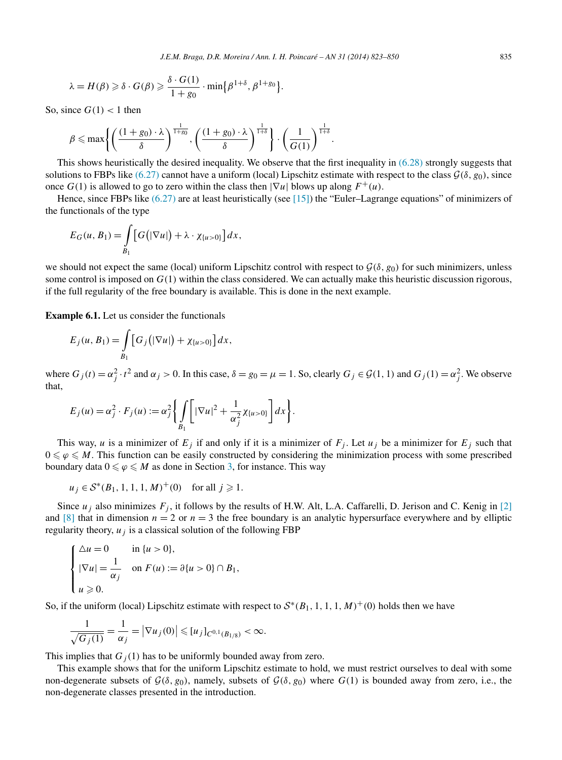$$\lambda = H(\beta) \geqslant \delta \cdot G(\beta) \geqslant \frac{\delta \cdot G(1)}{1+g_0} \cdot \min\{\beta^{1+\delta}, \beta^{1+g_0}\}.$$

So, since $G(1) < 1$ then

$$\beta \leqslant \max\left\{\left(\frac{(1+g_0)\cdot\lambda}{\delta}\right)^{\frac{1}{1+g_0}}, \left(\frac{(1+g_0)\cdot\lambda}{\delta}\right)^{\frac{1}{1+\delta}}\right\} \cdot \left(\frac{1}{G(1)}\right)^{\frac{1}{1+\delta}}.$$

This shows heuristically the desired inequality. We observe that the first inequality in (6.28) strongly suggests that solutions to FBPs like (6.27) cannot have a uniform (local) Lipschitz estimate with respect to the class $\mathcal{G}(\delta, g_0)$, since once $G(1)$ is allowed to go to zero within the class then $|\nabla u|$ blows up along $F^+(u)$.

Hence, since FBPs like (6.27) are at least heuristically (see [15]) the "Euler–Lagrange equations" of minimizers of the functionals of the type

$$E_G(u, B_1) = \int_{B_1} \left[G(|\nabla u|) + \lambda \cdot \chi_{\{u>0\}}\right] dx,$$

we should not expect the same (local) uniform Lipschitz control with respect to $\mathcal{G}(\delta, g_0)$ for such minimizers, unless some control is imposed on $G(1)$ within the class considered. We can actually make this heuristic discussion rigorous, if the full regularity of the free boundary is available. This is done in the next example.

**Example 6.1.** Let us consider the functionals

$$E_j(u, B_1) = \int_{B_1} \left[G_j(|\nabla u|) + \chi_{\{u>0\}}\right] dx,$$

where $G_j(t) = \alpha_j^2 \cdot t^2$ and $\alpha_j > 0$. In this case, $\delta = g_0 = \mu = 1$. So, clearly $G_j \in \mathcal{G}(1,1)$ and $G_j(1) = \alpha_j^2$. We observe that,

$$E_j(u) = \alpha_j^2 \cdot F_j(u) := \alpha_j^2 \left\{ \int_{B_1} \left[ |\nabla u|^2 + \frac{1}{\alpha_j^2} \chi_{\{u>0\}} \right] dx \right\}.$$

This way, $u$ is a minimizer of $E_j$ if and only if it is a minimizer of $F_j$. Let $u_j$ be a minimizer for $E_j$ such that $0 \leqslant \varphi \leqslant M$. This function can be easily constructed by considering the minimization process with some prescribed boundary data $0 \leqslant \varphi \leqslant M$ as done in Section 3, for instance. This way

$$u_j \in \mathcal{S}^*(B_1, 1, 1, 1, M)^+(0) \quad \text{for all } j \geqslant 1.$$

Since $u_j$ also minimizes $F_j$, it follows by the results of H.W. Alt, L.A. Caffarelli, D. Jerison and C. Kenig in [2] and [8] that in dimension $n = 2$ or $n = 3$ the free boundary is an analytic hypersurface everywhere and by elliptic regularity theory, $u_j$ is a classical solution of the following FBP

$$\begin{cases} \triangle u = 0 & \text{in } \{u > 0\}, \\ |\nabla u| = \dfrac{1}{\alpha_j} & \text{on } F(u) := \partial\{u > 0\} \cap B_1, \\ u \geqslant 0. \end{cases}$$

So, if the uniform (local) Lipschitz estimate with respect to $\mathcal{S}^*(B_1, 1, 1, 1, M)^+(0)$ holds then we have

$$\frac{1}{\sqrt{G_j(1)}} = \frac{1}{\alpha_j} = |\nabla u_j(0)| \leqslant [u_j]_{C^{0,1}(B_{1/8})} < \infty.$$

This implies that $G_j(1)$ has to be uniformly bounded away from zero.

This example shows that for the uniform Lipschitz estimate to hold, we must restrict ourselves to deal with some non-degenerate subsets of $\mathcal{G}(\delta, g_0)$, namely, subsets of $\mathcal{G}(\delta, g_0)$ where $G(1)$ is bounded away from zero, i.e., the non-degenerate classes presented in the introduction.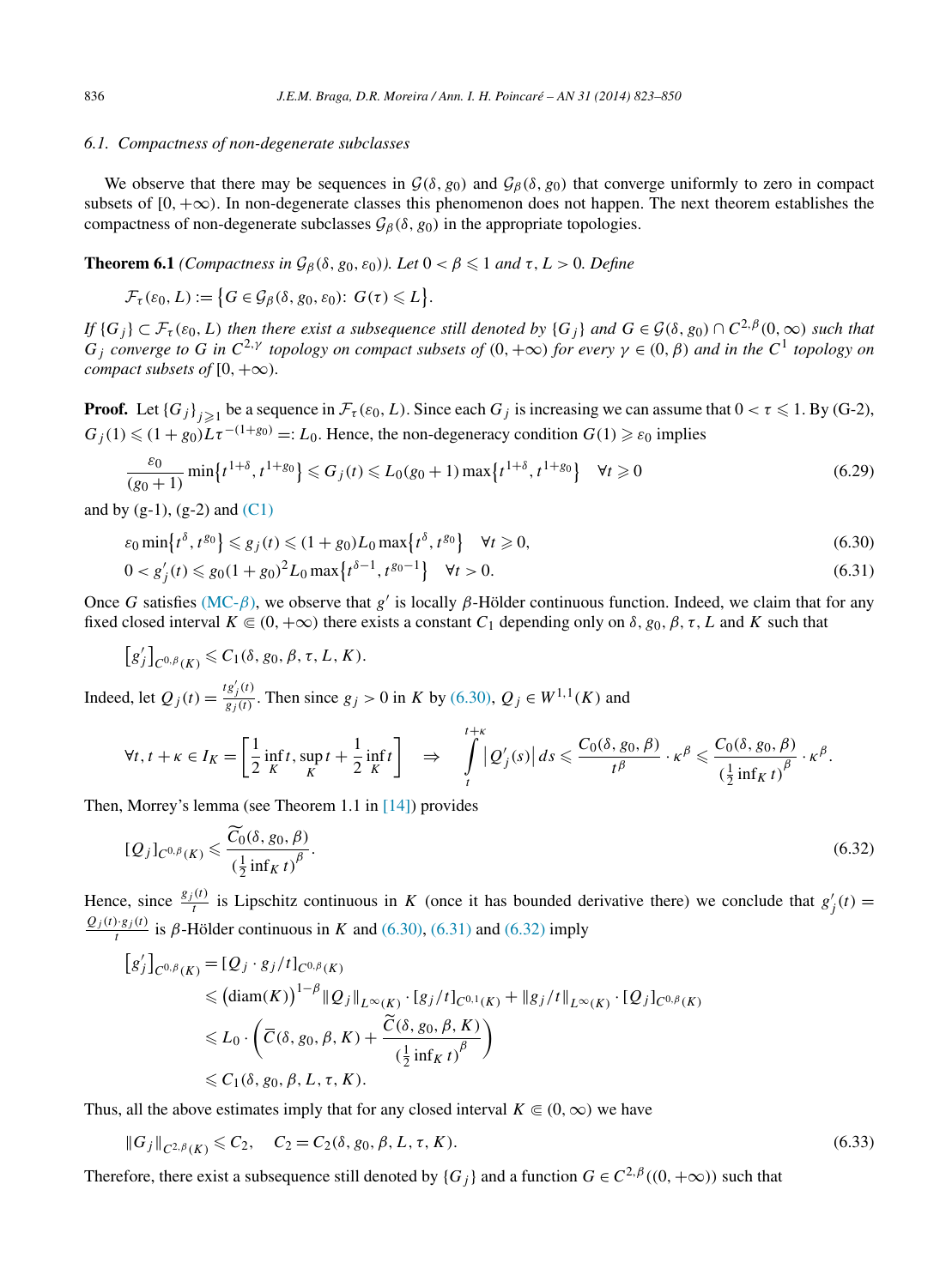### 6.1. Compactness of non-degenerate subclasses

We observe that there may be sequences in $\mathcal{G}(\delta, g_0)$ and $\mathcal{G}_\beta(\delta, g_0)$ that converge uniformly to zero in compact subsets of $[0, +\infty)$. In non-degenerate classes this phenomenon does not happen. The next theorem establishes the compactness of non-degenerate subclasses $\mathcal{G}_\beta(\delta, g_0)$ in the appropriate topologies.

**Theorem 6.1** *(Compactness in $\mathcal{G}_\beta(\delta, g_0, \varepsilon_0)$). Let $0 < \beta \leqslant 1$ and $\tau, L > 0$. Define*

$$\mathcal{F}_\tau(\varepsilon_0, L) := \{G \in \mathcal{G}_\beta(\delta, g_0, \varepsilon_0)\colon\ G(\tau) \leqslant L\}.$$

*If $\{G_j\} \subset \mathcal{F}_\tau(\varepsilon_0, L)$ then there exist a subsequence still denoted by $\{G_j\}$ and $G \in \mathcal{G}(\delta, g_0) \cap C^{2,\beta}(0,\infty)$ such that $G_j$ converge to $G$ in $C^{2,\gamma}$ topology on compact subsets of $(0, +\infty)$ for every $\gamma \in (0, \beta)$ and in the $C^1$ topology on compact subsets of $[0, +\infty)$.*

**Proof.** Let $\{G_j\}_{j\geqslant 1}$ be a sequence in $\mathcal{F}_\tau(\varepsilon_0, L)$. Since each $G_j$ is increasing we can assume that $0 < \tau \leqslant 1$. By (G-2), $G_j(1) \leqslant (1 + g_0)L\tau^{-(1+g_0)} =: L_0$. Hence, the non-degeneracy condition $G(1) \geqslant \varepsilon_0$ implies

$$\frac{\varepsilon_0}{(g_0+1)} \min\{t^{1+\delta}, t^{1+g_0}\} \leqslant G_j(t) \leqslant L_0(g_0+1)\max\{t^{1+\delta}, t^{1+g_0}\} \quad \forall t \geqslant 0 \tag{6.29}$$

and by (g-1), (g-2) and (C1)

$$\varepsilon_0 \min\{t^\delta, t^{g_0}\} \leqslant g_j(t) \leqslant (1+g_0)L_0 \max\{t^\delta, t^{g_0}\} \quad \forall t \geqslant 0, \tag{6.30}$$

$$0 < g_j'(t) \leqslant g_0(1+g_0)^2 L_0 \max\{t^{\delta-1}, t^{g_0-1}\} \quad \forall t > 0. \tag{6.31}$$

Once $G$ satisfies (MC-$\beta$), we observe that $g'$ is locally $\beta$-Hölder continuous function. Indeed, we claim that for any fixed closed interval $K \Subset (0, +\infty)$ there exists a constant $C_1$ depending only on $\delta, g_0, \beta, \tau, L$ and $K$ such that

$$[g_j']_{C^{0,\beta}(K)} \leqslant C_1(\delta, g_0, \beta, \tau, L, K).$$

Indeed, let $Q_j(t) = \frac{t g_j'(t)}{g_j(t)}$. Then since $g_j > 0$ in $K$ by (6.30), $Q_j \in W^{1,1}(K)$ and

$$\forall t, t+\kappa \in I_K = \left[\frac{1}{2}\inf_K t, \sup_K t + \frac{1}{2}\inf_K t\right] \quad \Rightarrow \quad \int_t^{t+\kappa} |Q_j'(s)|\, ds \leqslant \frac{C_0(\delta, g_0, \beta)}{t^\beta}\cdot \kappa^\beta \leqslant \frac{C_0(\delta, g_0, \beta)}{(\frac{1}{2}\inf_K t)^\beta}\cdot \kappa^\beta.$$

Then, Morrey's lemma (see Theorem 1.1 in [14]) provides

$$[Q_j]_{C^{0,\beta}(K)} \leqslant \frac{\widetilde{C}_0(\delta, g_0, \beta)}{(\frac{1}{2}\inf_K t)^\beta}. \tag{6.32}$$

Hence, since $\frac{g_j(t)}{t}$ is Lipschitz continuous in $K$ (once it has bounded derivative there) we conclude that $g_j'(t) = \frac{Q_j(t)\cdot g_j(t)}{t}$ is $\beta$-Hölder continuous in $K$ and (6.30), (6.31) and (6.32) imply

$$\begin{aligned}
[g_j']_{C^{0,\beta}(K)} &= [Q_j \cdot g_j/t]_{C^{0,\beta}(K)} \\
&\leqslant (\operatorname{diam}(K))^{1-\beta}\|Q_j\|_{L^\infty(K)}\cdot [g_j/t]_{C^{0,1}(K)} + \|g_j/t\|_{L^\infty(K)}\cdot [Q_j]_{C^{0,\beta}(K)} \\
&\leqslant L_0\cdot\left(\overline{C}(\delta, g_0, \beta, K) + \frac{\widetilde{C}(\delta, g_0, \beta, K)}{(\frac{1}{2}\inf_K t)^\beta}\right) \\
&\leqslant C_1(\delta, g_0, \beta, L, \tau, K).
\end{aligned}$$

Thus, all the above estimates imply that for any closed interval $K \Subset (0,\infty)$ we have

$$\|G_j\|_{C^{2,\beta}(K)} \leqslant C_2, \quad C_2 = C_2(\delta, g_0, \beta, L, \tau, K). \tag{6.33}$$

Therefore, there exist a subsequence still denoted by $\{G_j\}$ and a function $G \in C^{2,\beta}((0,+\infty))$ such that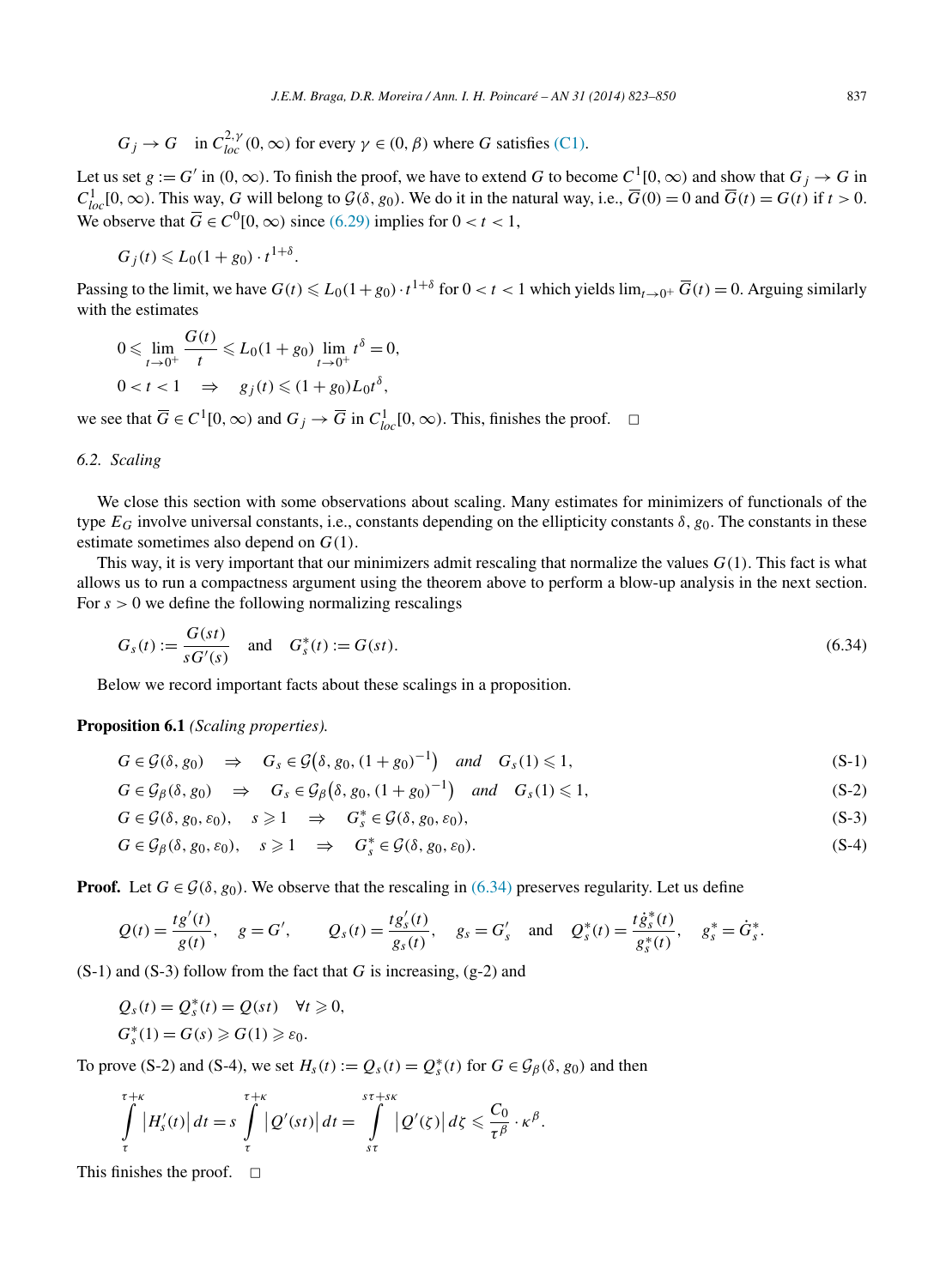$$G_j \to G \quad \text{in } C^{2,\gamma}_{loc}(0,\infty) \text{ for every } \gamma \in (0,\beta) \text{ where } G \text{ satisfies (C1).}$$

Let us set $g := G'$ in $(0,\infty)$. To finish the proof, we have to extend $G$ to become $C^1[0,\infty)$ and show that $G_j \to G$ in $C^1_{loc}[0,\infty)$. This way, $G$ will belong to $\mathcal{G}(\delta, g_0)$. We do it in the natural way, i.e., $\overline{G}(0) = 0$ and $\overline{G}(t) = G(t)$ if $t > 0$. We observe that $\overline{G} \in C^0[0,\infty)$ since (6.29) implies for $0 < t < 1$,

$$G_j(t) \leqslant L_0(1+g_0) \cdot t^{1+\delta}.$$

Passing to the limit, we have $G(t) \leqslant L_0(1+g_0) \cdot t^{1+\delta}$ for $0 < t < 1$ which yields $\lim_{t\to 0^+} \overline{G}(t) = 0$. Arguing similarly with the estimates

$$0 \leqslant \lim_{t\to 0^+} \frac{G(t)}{t} \leqslant L_0(1+g_0) \lim_{t\to 0^+} t^{\delta} = 0,$$
$$0 < t < 1 \quad \Rightarrow \quad g_j(t) \leqslant (1+g_0)L_0 t^{\delta},$$

we see that $\overline{G} \in C^1[0,\infty)$ and $G_j \to \overline{G}$ in $C^1_{loc}[0,\infty)$. This, finishes the proof. □

### 6.2. Scaling

We close this section with some observations about scaling. Many estimates for minimizers of functionals of the type $E_G$ involve universal constants, i.e., constants depending on the ellipticity constants $\delta, g_0$. The constants in these estimate sometimes also depend on $G(1)$.

This way, it is very important that our minimizers admit rescaling that normalize the values $G(1)$. This fact is what allows us to run a compactness argument using the theorem above to perform a blow-up analysis in the next section. For $s > 0$ we define the following normalizing rescalings

$$G_s(t) := \frac{G(st)}{sG'(s)} \quad \text{and} \quad G^*_s(t) := G(st). \tag{6.34}$$

Below we record important facts about these scalings in a proposition.

**Proposition 6.1** *(Scaling properties).*

$$G \in \mathcal{G}(\delta, g_0) \quad \Rightarrow \quad G_s \in \mathcal{G}\big(\delta, g_0, (1+g_0)^{-1}\big) \quad \textit{and} \quad G_s(1) \leqslant 1, \tag{S-1}$$

$$G \in \mathcal{G}_\beta(\delta, g_0) \quad \Rightarrow \quad G_s \in \mathcal{G}_\beta\big(\delta, g_0, (1+g_0)^{-1}\big) \quad \textit{and} \quad G_s(1) \leqslant 1, \tag{S-2}$$

$$G \in \mathcal{G}(\delta, g_0, \varepsilon_0), \quad s \geqslant 1 \quad \Rightarrow \quad G^*_s \in \mathcal{G}(\delta, g_0, \varepsilon_0), \tag{S-3}$$

$$G \in \mathcal{G}_\beta(\delta, g_0, \varepsilon_0), \quad s \geqslant 1 \quad \Rightarrow \quad G^*_s \in \mathcal{G}(\delta, g_0, \varepsilon_0). \tag{S-4}$$

**Proof.** Let $G \in \mathcal{G}(\delta, g_0)$. We observe that the rescaling in (6.34) preserves regularity. Let us define

$$Q(t) = \frac{tg'(t)}{g(t)}, \quad g = G', \qquad Q_s(t) = \frac{tg'_s(t)}{g_s(t)}, \quad g_s = G'_s \quad \text{and} \quad Q^*_s(t) = \frac{t\dot{g}^*_s(t)}{g^*_s(t)}, \quad g^*_s = \dot{G}^*_s.$$

(S-1) and (S-3) follow from the fact that $G$ is increasing, (g-2) and

$$Q_s(t) = Q^*_s(t) = Q(st) \quad \forall t \geqslant 0,$$
$$G^*_s(1) = G(s) \geqslant G(1) \geqslant \varepsilon_0.$$

To prove (S-2) and (S-4), we set $H_s(t) := Q_s(t) = Q^*_s(t)$ for $G \in \mathcal{G}_\beta(\delta, g_0)$ and then

$$\int_\tau^{\tau+\kappa} \left|H'_s(t)\right| dt = s \int_\tau^{\tau+\kappa} \left|Q'(st)\right| dt = \int_{s\tau}^{s\tau+s\kappa} \left|Q'(\zeta)\right| d\zeta \leqslant \frac{C_0}{\tau^\beta} \cdot \kappa^\beta.$$

This finishes the proof. □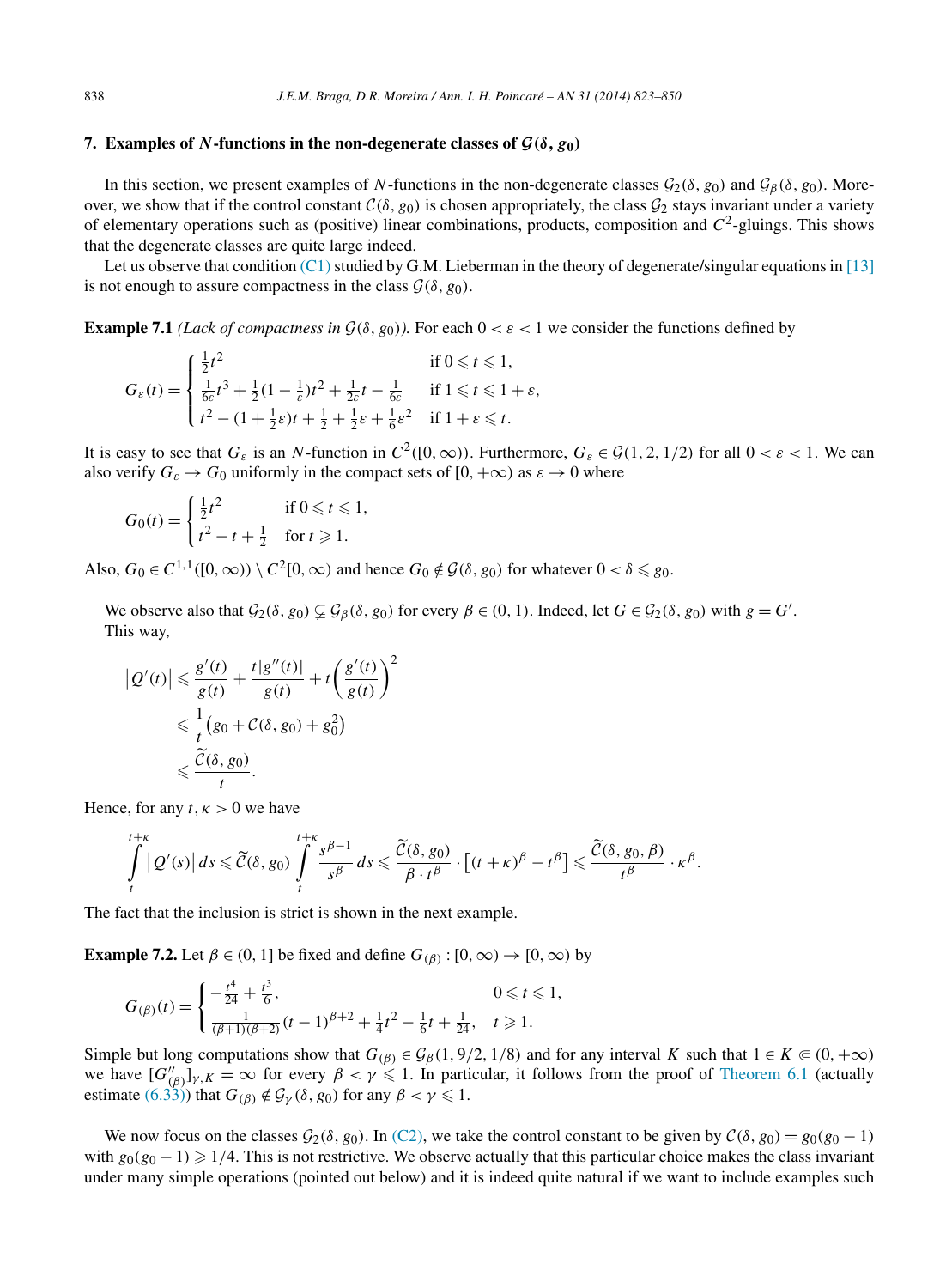## 7. Examples of $N$-functions in the non-degenerate classes of $\mathcal{G}(\delta, g_0)$

In this section, we present examples of $N$-functions in the non-degenerate classes $\mathcal{G}_2(\delta, g_0)$ and $\mathcal{G}_\beta(\delta, g_0)$. Moreover, we show that if the control constant $\mathcal{C}(\delta, g_0)$ is chosen appropriately, the class $\mathcal{G}_2$ stays invariant under a variety of elementary operations such as (positive) linear combinations, products, composition and $C^2$-gluings. This shows that the degenerate classes are quite large indeed.

Let us observe that condition (C1) studied by G.M. Lieberman in the theory of degenerate/singular equations in [13] is not enough to assure compactness in the class $\mathcal{G}(\delta, g_0)$.

**Example 7.1** *(Lack of compactness in $\mathcal{G}(\delta, g_0)$).* For each $0 < \varepsilon < 1$ we consider the functions defined by

$$G_\varepsilon(t) = \begin{cases} \frac{1}{2}t^2 & \text{if } 0 \leqslant t \leqslant 1, \\ \frac{1}{6\varepsilon}t^3 + \frac{1}{2}(1 - \frac{1}{\varepsilon})t^2 + \frac{1}{2\varepsilon}t - \frac{1}{6\varepsilon} & \text{if } 1 \leqslant t \leqslant 1+\varepsilon, \\ t^2 - (1 + \frac{1}{2}\varepsilon)t + \frac{1}{2} + \frac{1}{2}\varepsilon + \frac{1}{6}\varepsilon^2 & \text{if } 1+\varepsilon \leqslant t. \end{cases}$$

It is easy to see that $G_\varepsilon$ is an $N$-function in $C^2([0, \infty))$. Furthermore, $G_\varepsilon \in \mathcal{G}(1, 2, 1/2)$ for all $0 < \varepsilon < 1$. We can also verify $G_\varepsilon \to G_0$ uniformly in the compact sets of $[0, +\infty)$ as $\varepsilon \to 0$ where

$$G_0(t) = \begin{cases} \frac{1}{2}t^2 & \text{if } 0 \leqslant t \leqslant 1, \\ t^2 - t + \frac{1}{2} & \text{for } t \geqslant 1. \end{cases}$$

Also, $G_0 \in C^{1,1}([0, \infty)) \setminus C^2[0, \infty)$ and hence $G_0 \notin \mathcal{G}(\delta, g_0)$ for whatever $0 < \delta \leqslant g_0$.

We observe also that $\mathcal{G}_2(\delta, g_0) \subsetneq \mathcal{G}_\beta(\delta, g_0)$ for every $\beta \in (0, 1)$. Indeed, let $G \in \mathcal{G}_2(\delta, g_0)$ with $g = G'$. This way,

$$\begin{aligned} |Q'(t)| &\leqslant \frac{g'(t)}{g(t)} + \frac{t|g''(t)|}{g(t)} + t\left(\frac{g'(t)}{g(t)}\right)^2 \\ &\leqslant \frac{1}{t}\left(g_0 + \mathcal{C}(\delta, g_0) + g_0^2\right) \\ &\leqslant \frac{\widetilde{\mathcal{C}}(\delta, g_0)}{t}. \end{aligned}$$

Hence, for any $t, \kappa > 0$ we have

$$\int_t^{t+\kappa} |Q'(s)|\,ds \leqslant \widetilde{\mathcal{C}}(\delta, g_0) \int_t^{t+\kappa} \frac{s^{\beta-1}}{s^\beta}\,ds \leqslant \frac{\widetilde{\mathcal{C}}(\delta, g_0)}{\beta \cdot t^\beta} \cdot \left[(t+\kappa)^\beta - t^\beta\right] \leqslant \frac{\widetilde{\mathcal{C}}(\delta, g_0, \beta)}{t^\beta} \cdot \kappa^\beta.$$

The fact that the inclusion is strict is shown in the next example.

**Example 7.2.** Let $\beta \in (0, 1]$ be fixed and define $G_{(\beta)} : [0, \infty) \to [0, \infty)$ by

$$G_{(\beta)}(t) = \begin{cases} -\frac{t^4}{24} + \frac{t^3}{6}, & 0 \leqslant t \leqslant 1, \\ \frac{1}{(\beta+1)(\beta+2)}(t-1)^{\beta+2} + \frac{1}{4}t^2 - \frac{1}{6}t + \frac{1}{24}, & t \geqslant 1. \end{cases}$$

Simple but long computations show that $G_{(\beta)} \in \mathcal{G}_\beta(1, 9/2, 1/8)$ and for any interval $K$ such that $1 \in K \Subset (0, +\infty)$ we have $[G''_{(\beta)}]_{\gamma, K} = \infty$ for every $\beta < \gamma \leqslant 1$. In particular, it follows from the proof of Theorem 6.1 (actually estimate (6.33)) that $G_{(\beta)} \notin \mathcal{G}_\gamma(\delta, g_0)$ for any $\beta < \gamma \leqslant 1$.

We now focus on the classes $\mathcal{G}_2(\delta, g_0)$. In (C2), we take the control constant to be given by $\mathcal{C}(\delta, g_0) = g_0(g_0 - 1)$ with $g_0(g_0 - 1) \geqslant 1/4$. This is not restrictive. We observe actually that this particular choice makes the class invariant under many simple operations (pointed out below) and it is indeed quite natural if we want to include examples such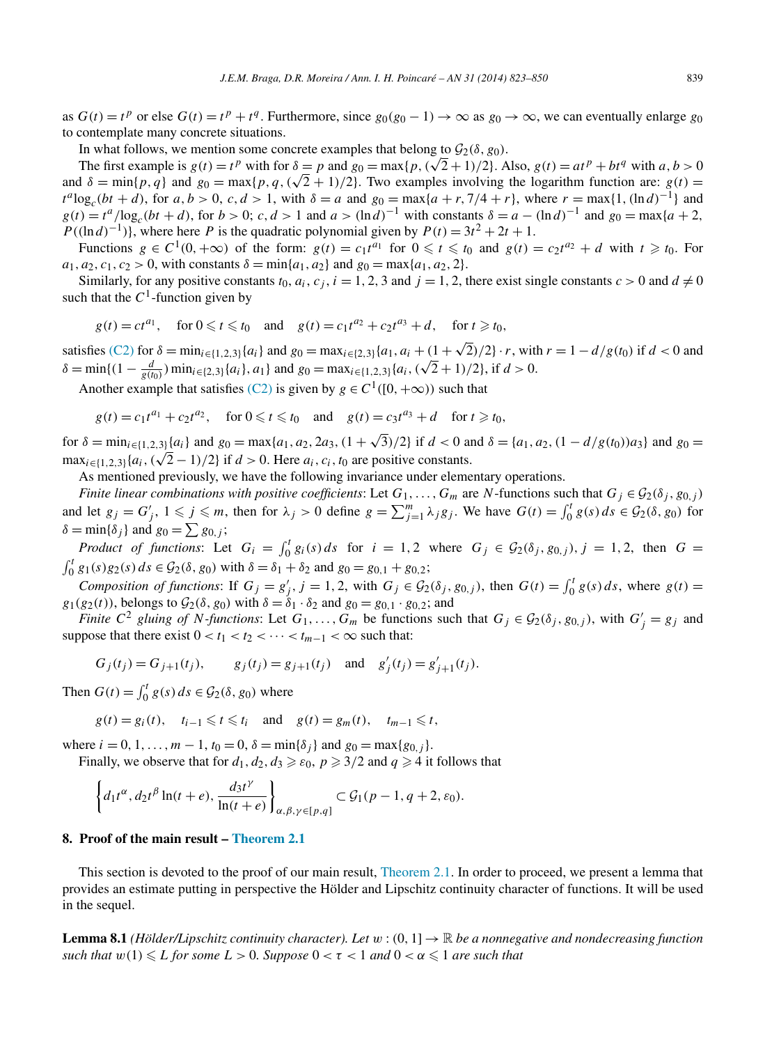as $G(t) = t^p$ or else $G(t) = t^p + t^q$. Furthermore, since $g_0(g_0 - 1) \to \infty$ as $g_0 \to \infty$, we can eventually enlarge $g_0$ to contemplate many concrete situations.

In what follows, we mention some concrete examples that belong to $\mathcal{G}_2(\delta, g_0)$.

The first example is $g(t) = t^p$ with for $\delta = p$ and $g_0 = \max\{p, (\sqrt{2}+1)/2\}$. Also, $g(t) = at^p + bt^q$ with $a, b > 0$ and $\delta = \min\{p, q\}$ and $g_0 = \max\{p, q, (\sqrt{2}+1)/2\}$. Two examples involving the logarithm function are: $g(t) = t^a \log_c(bt + d)$, for $a, b > 0$, $c, d > 1$, with $\delta = a$ and $g_0 = \max\{a + r, 7/4 + r\}$, where $r = \max\{1, (\ln d)^{-1}\}$ and $g(t) = t^a / \log_c(bt + d)$, for $b > 0$; $c, d > 1$ and $a > (\ln d)^{-1}$ with constants $\delta = a - (\ln d)^{-1}$ and $g_0 = \max\{a + 2, P((\ln d)^{-1})\}$, where here $P$ is the quadratic polynomial given by $P(t) = 3t^2 + 2t + 1$.

Functions $g \in C^1(0, +\infty)$ of the form: $g(t) = c_1 t^{a_1}$ for $0 \leqslant t \leqslant t_0$ and $g(t) = c_2 t^{a_2} + d$ with $t \geqslant t_0$. For $a_1, a_2, c_1, c_2 > 0$, with constants $\delta = \min\{a_1, a_2\}$ and $g_0 = \max\{a_1, a_2, 2\}$.

Similarly, for any positive constants $t_0, a_i, c_j$, $i = 1, 2, 3$ and $j = 1, 2$, there exist single constants $c > 0$ and $d \neq 0$ such that the $C^1$-function given by

$$g(t) = ct^{a_1}, \quad \text{for } 0 \leqslant t \leqslant t_0 \quad \text{and} \quad g(t) = c_1 t^{a_2} + c_2 t^{a_3} + d, \quad \text{for } t \geqslant t_0,$$

satisfies (C2) for $\delta = \min_{i \in \{1,2,3\}}\{a_i\}$ and $g_0 = \max_{i \in \{2,3\}}\{a_1, a_i + (1 + \sqrt{2})/2\} \cdot r$, with $r = 1 - d/g(t_0)$ if $d < 0$ and $\delta = \min\{(1 - \frac{d}{g(t_0)}) \min_{i \in \{2,3\}}\{a_i\}, a_1\}$ and $g_0 = \max_{i \in \{1,2,3\}}\{a_i, (\sqrt{2}+1)/2\}$, if $d > 0$.

Another example that satisfies (C2) is given by $g \in C^1([0, +\infty))$ such that

$$g(t) = c_1 t^{a_1} + c_2 t^{a_2}, \quad \text{for } 0 \leqslant t \leqslant t_0 \quad \text{and} \quad g(t) = c_3 t^{a_3} + d \quad \text{for } t \geqslant t_0,$$

for $\delta = \min_{i \in \{1,2,3\}}\{a_i\}$ and $g_0 = \max\{a_1, a_2, 2a_3, (1 + \sqrt{3})/2\}$ if $d < 0$ and $\delta = \{a_1, a_2, (1 - d/g(t_0))a_3\}$ and $g_0 = \max_{i \in \{1,2,3\}}\{a_i, (\sqrt{2} - 1)/2\}$ if $d > 0$. Here $a_i, c_i, t_0$ are positive constants.

As mentioned previously, we have the following invariance under elementary operations.

*Finite linear combinations with positive coefficients*: Let $G_1, \ldots, G_m$ are $N$-functions such that $G_j \in \mathcal{G}_2(\delta_j, g_{0,j})$ and let $g_j = G'_j$, $1 \leqslant j \leqslant m$, then for $\lambda_j > 0$ define $g = \sum_{j=1}^m \lambda_j g_j$. We have $G(t) = \int_0^t g(s)\,ds \in \mathcal{G}_2(\delta, g_0)$ for $\delta = \min\{\delta_j\}$ and $g_0 = \sum g_{0,j}$;

*Product of functions*: Let $G_i = \int_0^t g_i(s)\,ds$ for $i = 1, 2$ where $G_j \in \mathcal{G}_2(\delta_j, g_{0,j})$, $j = 1, 2$, then $G = \int_0^t g_1(s) g_2(s)\,ds \in \mathcal{G}_2(\delta, g_0)$ with $\delta = \delta_1 + \delta_2$ and $g_0 = g_{0,1} + g_{0,2}$;

*Composition of functions*: If $G_j = g'_j$, $j = 1, 2$, with $G_j \in \mathcal{G}_2(\delta_j, g_{0,j})$, then $G(t) = \int_0^t g(s)\,ds$, where $g(t) = g_1(g_2(t))$, belongs to $\mathcal{G}_2(\delta, g_0)$ with $\delta = \delta_1 \cdot \delta_2$ and $g_0 = g_{0,1} \cdot g_{0,2}$; and

*Finite $C^2$ gluing of $N$-functions*: Let $G_1, \ldots, G_m$ be functions such that $G_j \in \mathcal{G}_2(\delta_j, g_{0,j})$, with $G'_j = g_j$ and suppose that there exist $0 < t_1 < t_2 < \cdots < t_{m-1} < \infty$ such that:

$$G_j(t_j) = G_{j+1}(t_j), \qquad g_j(t_j) = g_{j+1}(t_j) \quad \text{and} \quad g'_j(t_j) = g'_{j+1}(t_j).$$

Then $G(t) = \int_0^t g(s)\,ds \in \mathcal{G}_2(\delta, g_0)$ where

$$g(t) = g_i(t), \quad t_{i-1} \leqslant t \leqslant t_i \quad \text{and} \quad g(t) = g_m(t), \quad t_{m-1} \leqslant t,$$

where $i = 0, 1, \ldots, m-1$, $t_0 = 0$, $\delta = \min\{\delta_j\}$ and $g_0 = \max\{g_{0,j}\}$.

Finally, we observe that for $d_1, d_2, d_3 \geqslant \varepsilon_0$, $p \geqslant 3/2$ and $q \geqslant 4$ it follows that

$$\left\{ d_1 t^\alpha, d_2 t^\beta \ln(t + e), \frac{d_3 t^\gamma}{\ln(t + e)} \right\}_{\alpha, \beta, \gamma \in [p, q]} \subset \mathcal{G}_1(p - 1, q + 2, \varepsilon_0).$$

## 8. Proof of the main result – Theorem 2.1

This section is devoted to the proof of our main result, Theorem 2.1. In order to proceed, we present a lemma that provides an estimate putting in perspective the Hölder and Lipschitz continuity character of functions. It will be used in the sequel.

**Lemma 8.1** *(Hölder/Lipschitz continuity character). Let $w : (0, 1] \to \mathbb{R}$ be a nonnegative and nondecreasing function such that $w(1) \leqslant L$ for some $L > 0$. Suppose $0 < \tau < 1$ and $0 < \alpha \leqslant 1$ are such that*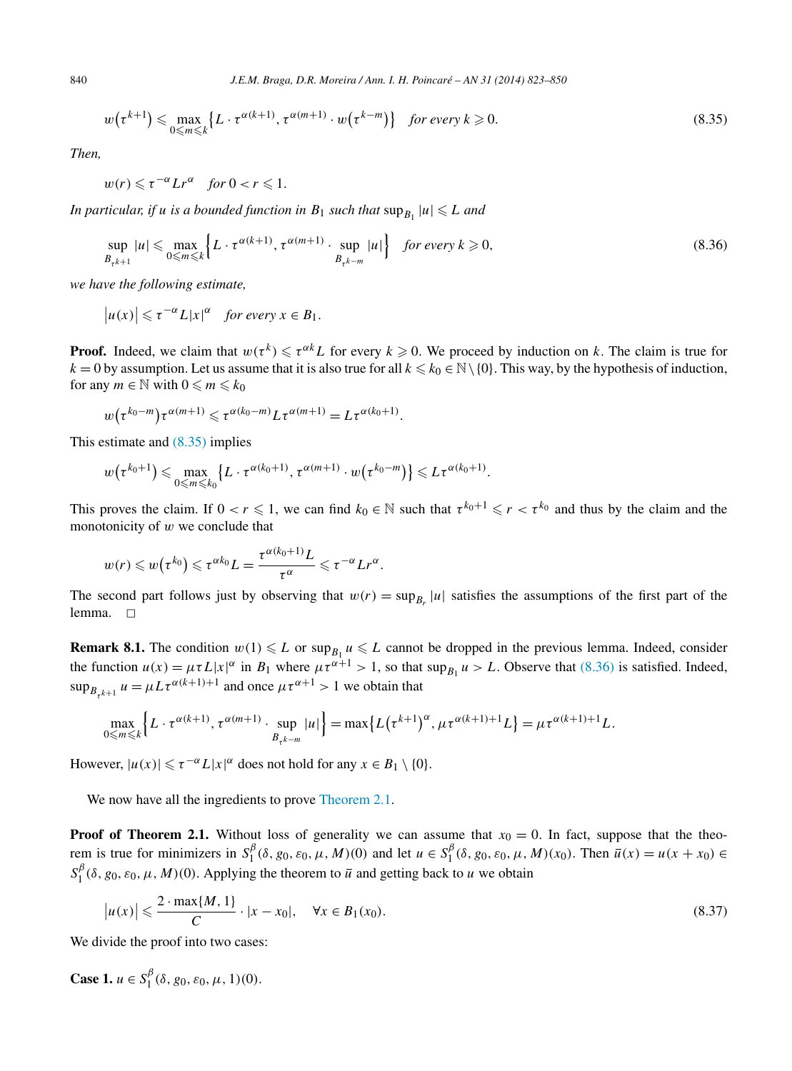$$w\left(\tau^{k+1}\right) \leqslant \max_{0 \leqslant m \leqslant k} \left\{L \cdot \tau^{\alpha(k+1)}, \tau^{\alpha(m+1)} \cdot w\left(\tau^{k-m}\right)\right\} \quad \text{for every } k \geqslant 0. \tag{8.35}$$

*Then,*

$$w(r) \leqslant \tau^{-\alpha} L r^{\alpha} \quad \text{for } 0 < r \leqslant 1.$$

*In particular, if $u$ is a bounded function in $B_1$ such that $\sup_{B_1} |u| \leqslant L$ and*

$$\sup_{B_{\tau^{k+1}}} |u| \leqslant \max_{0 \leqslant m \leqslant k} \left\{L \cdot \tau^{\alpha(k+1)}, \tau^{\alpha(m+1)} \cdot \sup_{B_{\tau^{k-m}}} |u|\right\} \quad \text{for every } k \geqslant 0, \tag{8.36}$$

*we have the following estimate,*

$$|u(x)| \leqslant \tau^{-\alpha} L |x|^{\alpha} \quad \text{for every } x \in B_1.$$

**Proof.** Indeed, we claim that $w(\tau^k) \leqslant \tau^{\alpha k} L$ for every $k \geqslant 0$. We proceed by induction on $k$. The claim is true for $k = 0$ by assumption. Let us assume that it is also true for all $k \leqslant k_0 \in \mathbb{N} \setminus \{0\}$. This way, by the hypothesis of induction, for any $m \in \mathbb{N}$ with $0 \leqslant m \leqslant k_0$

$$w\left(\tau^{k_0 - m}\right) \tau^{\alpha(m+1)} \leqslant \tau^{\alpha(k_0 - m)} L \tau^{\alpha(m+1)} = L \tau^{\alpha(k_0+1)}.$$

This estimate and (8.35) implies

$$w\left(\tau^{k_0+1}\right) \leqslant \max_{0 \leqslant m \leqslant k_0} \left\{L \cdot \tau^{\alpha(k_0+1)}, \tau^{\alpha(m+1)} \cdot w\left(\tau^{k_0-m}\right)\right\} \leqslant L \tau^{\alpha(k_0+1)}.$$

This proves the claim. If $0 < r \leqslant 1$, we can find $k_0 \in \mathbb{N}$ such that $\tau^{k_0+1} \leqslant r < \tau^{k_0}$ and thus by the claim and the monotonicity of $w$ we conclude that

$$w(r) \leqslant w\left(\tau^{k_0}\right) \leqslant \tau^{\alpha k_0} L = \frac{\tau^{\alpha(k_0+1)} L}{\tau^{\alpha}} \leqslant \tau^{-\alpha} L r^{\alpha}.$$

The second part follows just by observing that $w(r) = \sup_{B_r} |u|$ satisfies the assumptions of the first part of the lemma. $\square$

**Remark 8.1.** The condition $w(1) \leqslant L$ or $\sup_{B_1} u \leqslant L$ cannot be dropped in the previous lemma. Indeed, consider the function $u(x) = \mu \tau L |x|^{\alpha}$ in $B_1$ where $\mu \tau^{\alpha+1} > 1$, so that $\sup_{B_1} u > L$. Observe that (8.36) is satisfied. Indeed, $\sup_{B_{\tau^{k+1}}} u = \mu L \tau^{\alpha(k+1)+1}$ and once $\mu \tau^{\alpha+1} > 1$ we obtain that

$$\max_{0 \leqslant m \leqslant k} \left\{L \cdot \tau^{\alpha(k+1)}, \tau^{\alpha(m+1)} \cdot \sup_{B_{\tau^{k-m}}} |u|\right\} = \max\left\{L\left(\tau^{k+1}\right)^{\alpha}, \mu \tau^{\alpha(k+1)+1} L\right\} = \mu \tau^{\alpha(k+1)+1} L.$$

However, $|u(x)| \leqslant \tau^{-\alpha} L |x|^{\alpha}$ does not hold for any $x \in B_1 \setminus \{0\}$.

We now have all the ingredients to prove Theorem 2.1.

**Proof of Theorem 2.1.** Without loss of generality we can assume that $x_0 = 0$. In fact, suppose that the theorem is true for minimizers in $S_1^{\beta}(\delta, g_0, \varepsilon_0, \mu, M)(0)$ and let $u \in S_1^{\beta}(\delta, g_0, \varepsilon_0, \mu, M)(x_0)$. Then $\bar{u}(x) = u(x + x_0) \in S_1^{\beta}(\delta, g_0, \varepsilon_0, \mu, M)(0)$. Applying the theorem to $\bar{u}$ and getting back to $u$ we obtain

$$|u(x)| \leqslant \frac{2 \cdot \max\{M, 1\}}{C} \cdot |x - x_0|, \quad \forall x \in B_1(x_0). \tag{8.37}$$

We divide the proof into two cases:

**Case 1.** $u \in S_1^{\beta}(\delta, g_0, \varepsilon_0, \mu, 1)(0)$.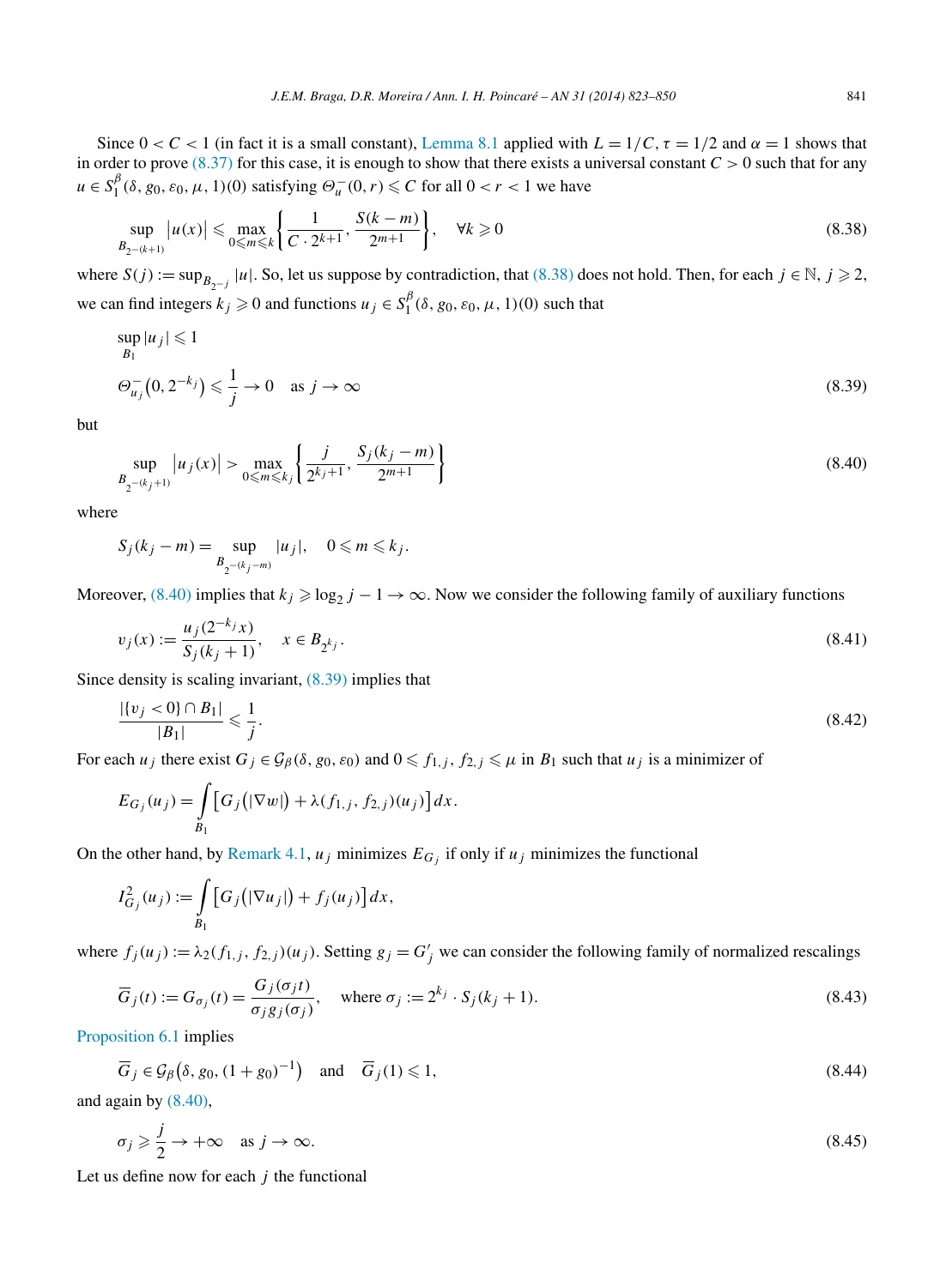Since $0 < C < 1$ (in fact it is a small constant), Lemma 8.1 applied with $L = 1/C$, $\tau = 1/2$ and $\alpha = 1$ shows that in order to prove (8.37) for this case, it is enough to show that there exists a universal constant $C > 0$ such that for any $u \in S_1^\beta(\delta, g_0, \varepsilon_0, \mu, 1)(0)$ satisfying $\Theta_u^-(0, r) \leqslant C$ for all $0 < r < 1$ we have

$$\sup_{B_{2^{-(k+1)}}} |u(x)| \leqslant \max_{0 \leqslant m \leqslant k} \left\{ \frac{1}{C \cdot 2^{k+1}}, \frac{S(k-m)}{2^{m+1}} \right\}, \quad \forall k \geqslant 0 \tag{8.38}$$

where $S(j) := \sup_{B_{2^{-j}}} |u|$. So, let us suppose by contradiction, that (8.38) does not hold. Then, for each $j \in \mathbb{N}$, $j \geqslant 2$, we can find integers $k_j \geqslant 0$ and functions $u_j \in S_1^\beta(\delta, g_0, \varepsilon_0, \mu, 1)(0)$ such that

$$\begin{aligned} &\sup_{B_1} |u_j| \leqslant 1 \\ &\Theta_{u_j}^-(0, 2^{-k_j}) \leqslant \frac{1}{j} \to 0 \quad \text{as } j \to \infty \end{aligned} \tag{8.39}$$

but

$$\sup_{B_{2^{-(k_j+1)}}} |u_j(x)| > \max_{0 \leqslant m \leqslant k_j} \left\{ \frac{j}{2^{k_j+1}}, \frac{S_j(k_j - m)}{2^{m+1}} \right\} \tag{8.40}$$

where

$$S_j(k_j - m) = \sup_{B_{2^{-(k_j-m)}}} |u_j|, \quad 0 \leqslant m \leqslant k_j.$$

Moreover, (8.40) implies that $k_j \geqslant \log_2 j - 1 \to \infty$. Now we consider the following family of auxiliary functions

$$v_j(x) := \frac{u_j(2^{-k_j} x)}{S_j(k_j + 1)}, \quad x \in B_{2^{k_j}}. \tag{8.41}$$

Since density is scaling invariant, (8.39) implies that

$$\frac{|\{v_j < 0\} \cap B_1|}{|B_1|} \leqslant \frac{1}{j}. \tag{8.42}$$

For each $u_j$ there exist $G_j \in \mathcal{G}_\beta(\delta, g_0, \varepsilon_0)$ and $0 \leqslant f_{1,j}, f_{2,j} \leqslant \mu$ in $B_1$ such that $u_j$ is a minimizer of

$$E_{G_j}(u_j) = \int_{B_1} \left[ G_j(|\nabla w|) + \lambda(f_{1,j}, f_{2,j})(u_j) \right] dx.$$

On the other hand, by Remark 4.1, $u_j$ minimizes $E_{G_j}$ if only if $u_j$ minimizes the functional

$$I_{G_j}^2(u_j) := \int_{B_1} \left[ G_j(|\nabla u_j|) + f_j(u_j) \right] dx,$$

where $f_j(u_j) := \lambda_2(f_{1,j}, f_{2,j})(u_j)$. Setting $g_j = G_j'$ we can consider the following family of normalized rescalings

$$\overline{G}_j(t) := G_{\sigma_j}(t) = \frac{G_j(\sigma_j t)}{\sigma_j g_j(\sigma_j)}, \quad \text{where } \sigma_j := 2^{k_j} \cdot S_j(k_j + 1). \tag{8.43}$$

Proposition 6.1 implies

$$\overline{G}_j \in \mathcal{G}_\beta\left(\delta, g_0, (1 + g_0)^{-1}\right) \quad \text{and} \quad \overline{G}_j(1) \leqslant 1, \tag{8.44}$$

and again by (8.40),

$$\sigma_j \geqslant \frac{j}{2} \to +\infty \quad \text{as } j \to \infty. \tag{8.45}$$

Let us define now for each $j$ the functional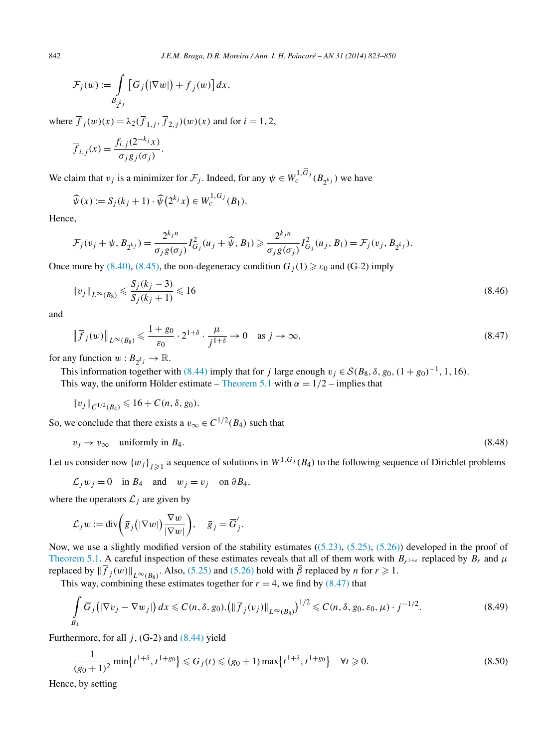$$\mathcal{F}_j(w) := \int_{B_{2^{k_j}}} \left[\overline{G}_j\big(|\nabla w|\big) + \overline{f}_j(w)\right] dx,$$

where $\overline{f}_j(w)(x) = \lambda_2(\overline{f}_{1,j}, \overline{f}_{2,j})(w)(x)$ and for $i = 1, 2$,

$$\overline{f}_{i,j}(x) = \frac{f_{i,j}(2^{-k_j}x)}{\sigma_j g_j(\sigma_j)}.$$

We claim that $v_j$ is a minimizer for $\mathcal{F}_j$. Indeed, for any $\psi \in W_c^{1,\overline{G}_j}(B_{2^{k_j}})$ we have

$$\widehat{\psi}(x) := S_j(k_j + 1) \cdot \widehat{\psi}\big(2^{k_j}x\big) \in W_c^{1,G_j}(B_1).$$

Hence,

$$\mathcal{F}_j(v_j + \psi, B_{2^{k_j}}) = \frac{2^{k_j n}}{\sigma_j g(\sigma_j)} I^2_{G_j}(u_j + \widehat{\psi}, B_1) \geqslant \frac{2^{k_j n}}{\sigma_j g(\sigma_j)} I^2_{G_j}(u_j, B_1) = \mathcal{F}_j(v_j, B_{2^{k_j}}).$$

Once more by (8.40), (8.45), the non-degeneracy condition $G_j(1) \geqslant \varepsilon_0$ and (G-2) imply

$$\|v_j\|_{L^\infty(B_8)} \leqslant \frac{S_j(k_j - 3)}{S_j(k_j + 1)} \leqslant 16 \tag{8.46}$$

and

$$\big\|\overline{f}_j(w)\big\|_{L^\infty(B_8)} \leqslant \frac{1 + g_0}{\varepsilon_0} \cdot 2^{1+\delta} \cdot \frac{\mu}{j^{1+\delta}} \to 0 \quad \text{as } j \to \infty, \tag{8.47}$$

for any function $w : B_{2^{k_j}} \to \mathbb{R}$.

This information together with (8.44) imply that for $j$ large enough $v_j \in \mathcal{S}(B_8, \delta, g_0, (1 + g_0)^{-1}, 1, 16)$.

This way, the uniform Hölder estimate – Theorem 5.1 with $\alpha = 1/2$ – implies that

$$\|v_j\|_{C^{1/2}(B_4)} \leqslant 16 + C(n, \delta, g_0).$$

So, we conclude that there exists a $v_\infty \in C^{1/2}(B_4)$ such that

$$v_j \to v_\infty \quad \text{uniformly in } B_4. \tag{8.48}$$

Let us consider now $\{w_j\}_{j \geqslant 1}$ a sequence of solutions in $W^{1,\overline{G}_j}(B_4)$ to the following sequence of Dirichlet problems

$$\mathcal{L}_j w_j = 0 \quad \text{in } B_4 \quad \text{and} \quad w_j = v_j \quad \text{on } \partial B_4,$$

where the operators $\mathcal{L}_j$ are given by

$$\mathcal{L}_j w := \operatorname{div}\left(\overline{g}_j\big(|\nabla w|\big)\frac{\nabla w}{|\nabla w|}\right), \quad \overline{g}_j = \overline{G}_j'.$$

Now, we use a slightly modified version of the stability estimates ((5.23), (5.25), (5.26)) developed in the proof of Theorem 5.1. A careful inspection of these estimates reveals that all of them work with $B_{r^{1+\varepsilon}}$ replaced by $B_r$ and $\mu$ replaced by $\|\overline{f}_j(w)\|_{L^\infty(B_8)}$. Also, (5.25) and (5.26) hold with $\overline{\beta}$ replaced by $n$ for $r \geqslant 1$.

This way, combining these estimates together for $r = 4$, we find by (8.47) that

$$\int_{B_4} \overline{G}_j\big(|\nabla v_j - \nabla w_j|\big)\, dx \leqslant C(n, \delta, g_0).\big(\|\overline{f}_j(v_j)\|_{L^\infty(B_8)}\big)^{1/2} \leqslant C(n, \delta, g_0, \varepsilon_0, \mu) \cdot j^{-1/2}. \tag{8.49}$$

Furthermore, for all $j$, (G-2) and (8.44) yield

$$\frac{1}{(g_0 + 1)^2} \min\big\{t^{1+\delta}, t^{1+g_0}\big\} \leqslant \overline{G}_j(t) \leqslant (g_0 + 1)\max\big\{t^{1+\delta}, t^{1+g_0}\big\} \quad \forall t \geqslant 0. \tag{8.50}$$

Hence, by setting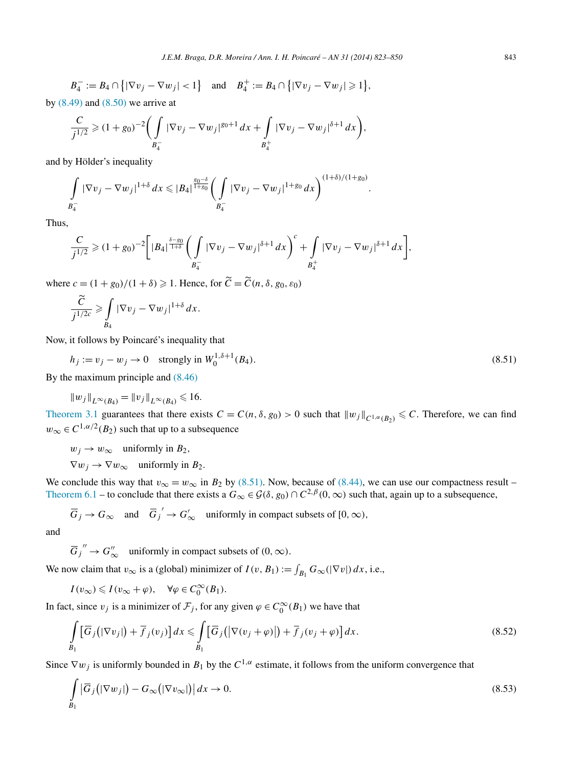$$B_4^- := B_4 \cap \{|\nabla v_j - \nabla w_j| < 1\} \quad \text{and} \quad B_4^+ := B_4 \cap \{|\nabla v_j - \nabla w_j| \geqslant 1\},$$

by (8.49) and (8.50) we arrive at

$$\frac{C}{j^{1/2}} \geqslant (1+g_0)^{-2}\bigg(\int_{B_4^-} |\nabla v_j - \nabla w_j|^{g_0+1}\,dx + \int_{B_4^+} |\nabla v_j - \nabla w_j|^{\delta+1}\,dx\bigg),$$

and by Hölder's inequality

$$\int_{B_4^-} |\nabla v_j - \nabla w_j|^{1+\delta}\,dx \leqslant |B_4|^{\frac{g_0-\delta}{1+g_0}}\bigg(\int_{B_4^-} |\nabla v_j - \nabla w_j|^{1+g_0}\,dx\bigg)^{(1+\delta)/(1+g_0)}.$$

Thus,

$$\frac{C}{j^{1/2}} \geqslant (1+g_0)^{-2}\bigg[|B_4|^{\frac{\delta-g_0}{1+\delta}}\bigg(\int_{B_4^-} |\nabla v_j - \nabla w_j|^{\delta+1}\,dx\bigg)^c + \int_{B_4^+} |\nabla v_j - \nabla w_j|^{\delta+1}\,dx\bigg],$$

where $c = (1+g_0)/(1+\delta) \geqslant 1$. Hence, for $\widetilde{C} = \widetilde{C}(n, \delta, g_0, \varepsilon_0)$

$$\frac{\widetilde{C}}{j^{1/2c}} \geqslant \int_{B_4} |\nabla v_j - \nabla w_j|^{1+\delta}\,dx.$$

Now, it follows by Poincaré's inequality that

$$h_j := v_j - w_j \to 0 \quad \text{strongly in } W_0^{1,\delta+1}(B_4). \tag{8.51}$$

By the maximum principle and (8.46)

$$\|w_j\|_{L^\infty(B_4)} = \|v_j\|_{L^\infty(B_4)} \leqslant 16.$$

Theorem 3.1 guarantees that there exists $C = C(n, \delta, g_0) > 0$ such that $\|w_j\|_{C^{1,\alpha}(B_2)} \leqslant C$. Therefore, we can find $w_\infty \in C^{1,\alpha/2}(B_2)$ such that up to a subsequence

$$w_j \to w_\infty \quad \text{uniformly in } B_2,$$
$$\nabla w_j \to \nabla w_\infty \quad \text{uniformly in } B_2.$$

We conclude this way that $v_\infty = w_\infty$ in $B_2$ by (8.51). Now, because of (8.44), we can use our compactness result – Theorem 6.1 – to conclude that there exists a $G_\infty \in \mathcal{G}(\delta, g_0) \cap C^{2,\beta}(0,\infty)$ such that, again up to a subsequence,

$$\overline{G}_j \to G_\infty \quad \text{and} \quad \overline{G}_j{}' \to G_\infty' \quad \text{uniformly in compact subsets of } [0,\infty),$$

and

$$\overline{G}_j{}'' \to G_\infty'' \quad \text{uniformly in compact subsets of } (0,\infty).$$

We now claim that $v_\infty$ is a (global) minimizer of $I(v, B_1) := \int_{B_1} G_\infty(|\nabla v|)\,dx$, i.e.,

$$I(v_\infty) \leqslant I(v_\infty + \varphi), \quad \forall \varphi \in C_0^\infty(B_1).$$

In fact, since $v_j$ is a minimizer of $\mathcal{F}_j$, for any given $\varphi \in C_0^\infty(B_1)$ we have that

$$\int_{B_1} \big[\overline{G}_j\big(|\nabla v_j|\big) + \overline{f}_j(v_j)\big]\,dx \leqslant \int_{B_1} \big[\overline{G}_j\big(\big|\nabla(v_j+\varphi)\big|\big) + \overline{f}_j(v_j+\varphi)\big]\,dx. \tag{8.52}$$

Since $\nabla w_j$ is uniformly bounded in $B_1$ by the $C^{1,\alpha}$ estimate, it follows from the uniform convergence that

$$\int_{B_1} \big|\overline{G}_j\big(|\nabla w_j|\big) - G_\infty\big(|\nabla v_\infty|\big)\big|\,dx \to 0. \tag{8.53}$$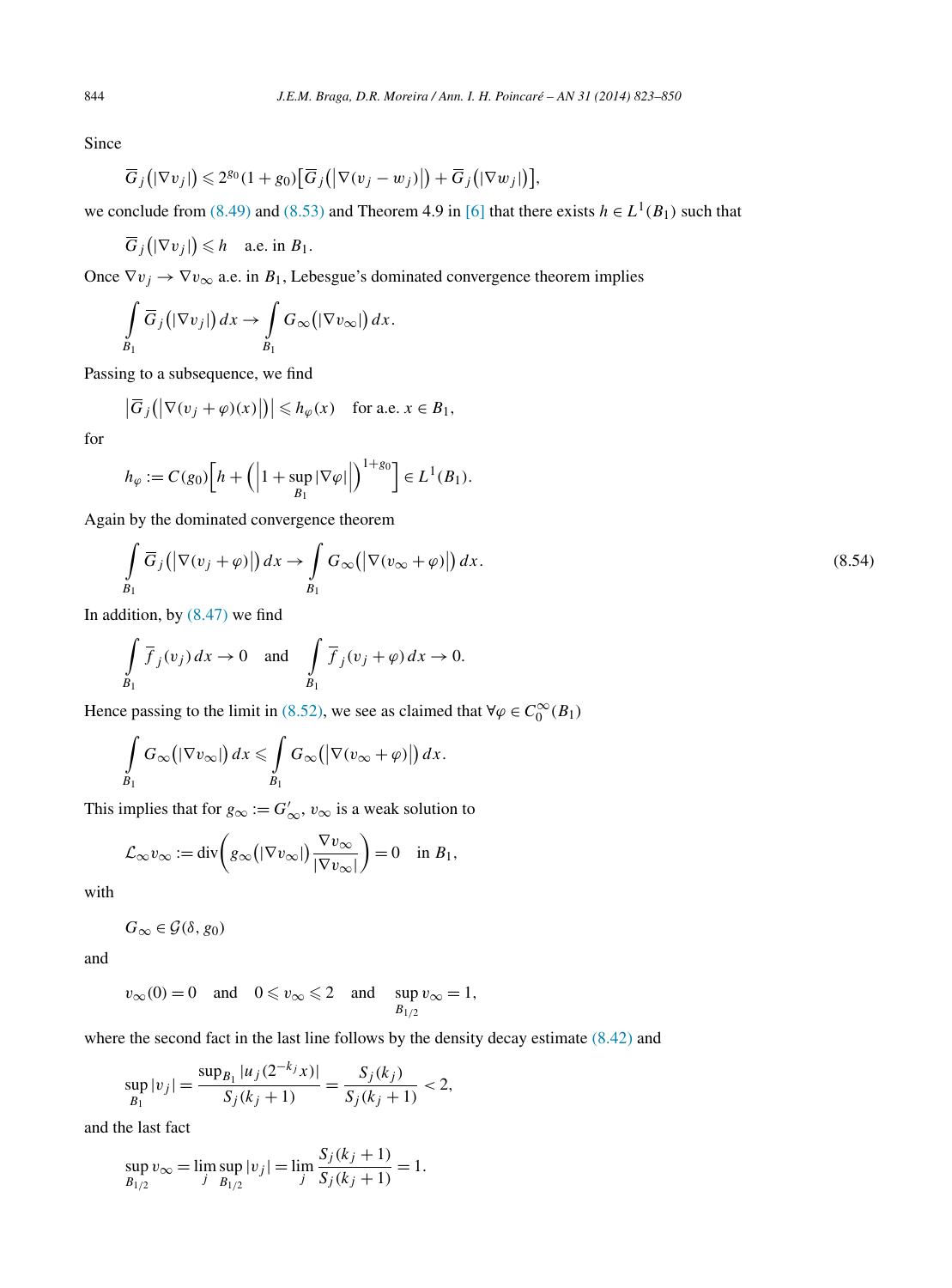Since

$$\overline{G}_j\big(|\nabla v_j|\big) \leqslant 2^{g_0}(1+g_0)\big[\overline{G}_j\big(\big|\nabla(v_j - w_j)\big|\big) + \overline{G}_j\big(|\nabla w_j|\big)\big],$$

we conclude from (8.49) and (8.53) and Theorem 4.9 in [6] that there exists $h \in L^1(B_1)$ such that

$$\overline{G}_j\big(|\nabla v_j|\big) \leqslant h \quad \text{a.e. in } B_1.$$

Once $\nabla v_j \to \nabla v_\infty$ a.e. in $B_1$, Lebesgue's dominated convergence theorem implies

$$\int_{B_1} \overline{G}_j\big(|\nabla v_j|\big)\,dx \to \int_{B_1} G_\infty\big(|\nabla v_\infty|\big)\,dx.$$

Passing to a subsequence, we find

$$\big|\overline{G}_j\big(\big|\nabla(v_j + \varphi)(x)\big|\big)\big| \leqslant h_\varphi(x) \quad \text{for a.e. } x \in B_1,$$

for

$$h_\varphi := C(g_0)\Big[h + \Big(\Big|1 + \sup_{B_1}|\nabla\varphi|\Big|\Big)^{1+g_0}\Big] \in L^1(B_1).$$

Again by the dominated convergence theorem

$$\int_{B_1} \overline{G}_j\big(\big|\nabla(v_j + \varphi)\big|\big)\,dx \to \int_{B_1} G_\infty\big(\big|\nabla(v_\infty + \varphi)\big|\big)\,dx. \tag{8.54}$$

In addition, by (8.47) we find

$$\int_{B_1} \overline{f}_j(v_j)\,dx \to 0 \quad \text{and} \quad \int_{B_1} \overline{f}_j(v_j + \varphi)\,dx \to 0.$$

Hence passing to the limit in (8.52), we see as claimed that $\forall \varphi \in C_0^\infty(B_1)$

$$\int_{B_1} G_\infty\big(|\nabla v_\infty|\big)\,dx \leqslant \int_{B_1} G_\infty\big(\big|\nabla(v_\infty + \varphi)\big|\big)\,dx.$$

This implies that for $g_\infty := G'_\infty$, $v_\infty$ is a weak solution to

$$\mathcal{L}_\infty v_\infty := \operatorname{div}\left(g_\infty\big(|\nabla v_\infty|\big)\frac{\nabla v_\infty}{|\nabla v_\infty|}\right) = 0 \quad \text{in } B_1,$$

with

$$G_\infty \in \mathcal{G}(\delta, g_0)$$

and

$$v_\infty(0) = 0 \quad \text{and} \quad 0 \leqslant v_\infty \leqslant 2 \quad \text{and} \quad \sup_{B_{1/2}} v_\infty = 1,$$

where the second fact in the last line follows by the density decay estimate (8.42) and

$$\sup_{B_1}|v_j| = \frac{\sup_{B_1}|u_j(2^{-k_j}x)|}{S_j(k_j+1)} = \frac{S_j(k_j)}{S_j(k_j+1)} < 2,$$

and the last fact

$$\sup_{B_{1/2}} v_\infty = \lim_j \sup_{B_{1/2}}|v_j| = \lim_j \frac{S_j(k_j+1)}{S_j(k_j+1)} = 1.$$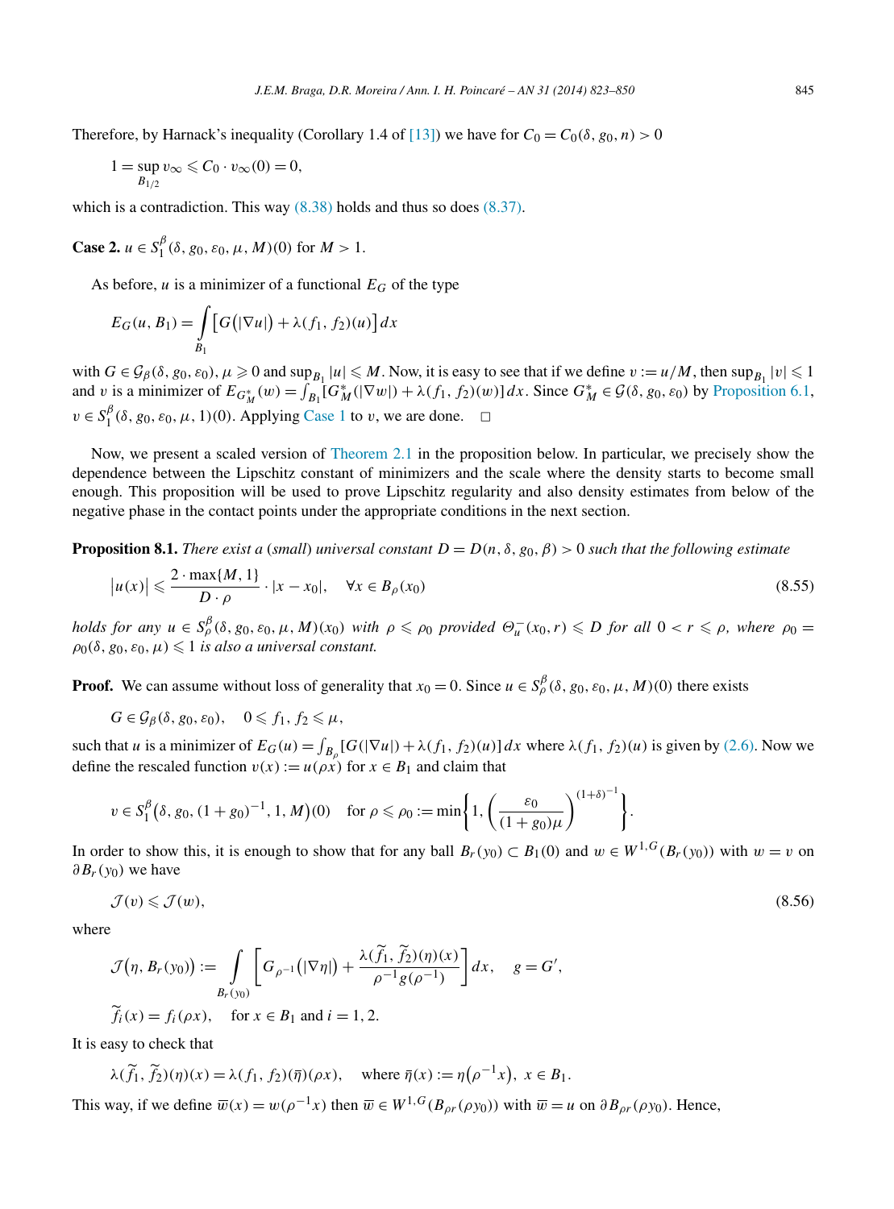Therefore, by Harnack's inequality (Corollary 1.4 of [13]) we have for $C_0 = C_0(\delta, g_0, n) > 0$

$$1 = \sup_{B_{1/2}} v_\infty \leqslant C_0 \cdot v_\infty(0) = 0,$$

which is a contradiction. This way (8.38) holds and thus so does (8.37).

**Case 2.** $u \in S_1^\beta(\delta, g_0, \varepsilon_0, \mu, M)(0)$ for $M > 1$.

As before, $u$ is a minimizer of a functional $E_G$ of the type

$$E_G(u, B_1) = \int_{B_1} \left[G\left(|\nabla u|\right) + \lambda(f_1, f_2)(u)\right] dx$$

with $G \in \mathcal{G}_\beta(\delta, g_0, \varepsilon_0)$, $\mu \geqslant 0$ and $\sup_{B_1} |u| \leqslant M$. Now, it is easy to see that if we define $v := u/M$, then $\sup_{B_1} |v| \leqslant 1$ and $v$ is a minimizer of $E_{G_M^*}(w) = \int_{B_1} [G_M^*(|\nabla w|) + \lambda(f_1, f_2)(w)]\, dx$. Since $G_M^* \in \mathcal{G}(\delta, g_0, \varepsilon_0)$ by Proposition 6.1, $v \in S_1^\beta(\delta, g_0, \varepsilon_0, \mu, 1)(0)$. Applying Case 1 to $v$, we are done. $\square$

Now, we present a scaled version of Theorem 2.1 in the proposition below. In particular, we precisely show the dependence between the Lipschitz constant of minimizers and the scale where the density starts to become small enough. This proposition will be used to prove Lipschitz regularity and also density estimates from below of the negative phase in the contact points under the appropriate conditions in the next section.

**Proposition 8.1.** *There exist a (small) universal constant $D = D(n, \delta, g_0, \beta) > 0$ such that the following estimate*

$$\left|u(x)\right| \leqslant \frac{2 \cdot \max\{M, 1\}}{D \cdot \rho} \cdot |x - x_0|, \quad \forall x \in B_\rho(x_0) \tag{8.55}$$

*holds for any $u \in S_\rho^\beta(\delta, g_0, \varepsilon_0, \mu, M)(x_0)$ with $\rho \leqslant \rho_0$ provided $\Theta_u^-(x_0, r) \leqslant D$ for all $0 < r \leqslant \rho$, where $\rho_0 = \rho_0(\delta, g_0, \varepsilon_0, \mu) \leqslant 1$ is also a universal constant.*

**Proof.** We can assume without loss of generality that $x_0 = 0$. Since $u \in S_\rho^\beta(\delta, g_0, \varepsilon_0, \mu, M)(0)$ there exists

$$G \in \mathcal{G}_\beta(\delta, g_0, \varepsilon_0), \quad 0 \leqslant f_1, f_2 \leqslant \mu,$$

such that $u$ is a minimizer of $E_G(u) = \int_{B_\rho} [G(|\nabla u|) + \lambda(f_1, f_2)(u)]\, dx$ where $\lambda(f_1, f_2)(u)$ is given by (2.6). Now we define the rescaled function $v(x) := u(\rho x)$ for $x \in B_1$ and claim that

$$v \in S_1^\beta\left(\delta, g_0, (1 + g_0)^{-1}, 1, M\right)(0) \quad \text{for } \rho \leqslant \rho_0 := \min\left\{1, \left(\frac{\varepsilon_0}{(1 + g_0)\mu}\right)^{(1+\delta)^{-1}}\right\}.$$

In order to show this, it is enough to show that for any ball $B_r(y_0) \subset B_1(0)$ and $w \in W^{1,G}(B_r(y_0))$ with $w = v$ on $\partial B_r(y_0)$ we have

$$\mathcal{J}(v) \leqslant \mathcal{J}(w), \tag{8.56}$$

where

$$\mathcal{J}\left(\eta, B_r(y_0)\right) := \int_{B_r(y_0)} \left[G_{\rho^{-1}}\left(|\nabla \eta|\right) + \frac{\lambda(\widetilde{f}_1, \widetilde{f}_2)(\eta)(x)}{\rho^{-1} g(\rho^{-1})}\right] dx, \quad g = G',$$

$$\widetilde{f}_i(x) = f_i(\rho x), \quad \text{for } x \in B_1 \text{ and } i = 1, 2.$$

It is easy to check that

$$\lambda(\widetilde{f}_1, \widetilde{f}_2)(\eta)(x) = \lambda(f_1, f_2)(\overline{\eta})(\rho x), \quad \text{where } \overline{\eta}(x) := \eta\left(\rho^{-1} x\right),\ x \in B_1.$$

This way, if we define $\overline{w}(x) = w(\rho^{-1} x)$ then $\overline{w} \in W^{1,G}(B_{\rho r}(\rho y_0))$ with $\overline{w} = u$ on $\partial B_{\rho r}(\rho y_0)$. Hence,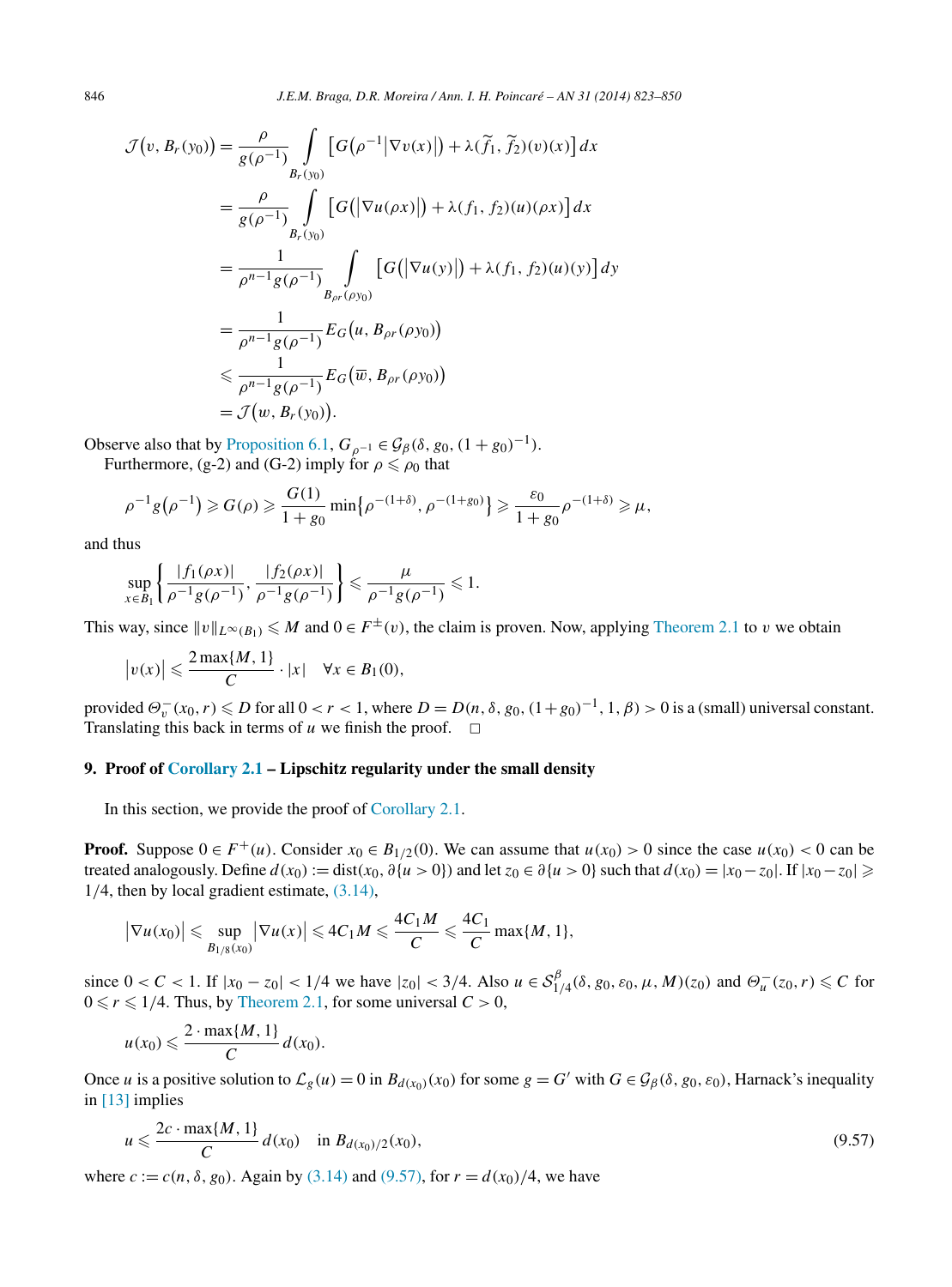$$
\begin{aligned}
\mathcal{J}\big(v, B_r(y_0)\big) &= \frac{\rho}{g(\rho^{-1})} \int\limits_{B_r(y_0)} \big[G\big(\rho^{-1}\big|\nabla v(x)\big|\big) + \lambda(\widetilde{f}_1, \widetilde{f}_2)(v)(x)\big]\,dx \\
&= \frac{\rho}{g(\rho^{-1})} \int\limits_{B_r(y_0)} \big[G\big(\big|\nabla u(\rho x)\big|\big) + \lambda(f_1, f_2)(u)(\rho x)\big]\,dx \\
&= \frac{1}{\rho^{n-1} g(\rho^{-1})} \int\limits_{B_{\rho r}(\rho y_0)} \big[G\big(\big|\nabla u(y)\big|\big) + \lambda(f_1, f_2)(u)(y)\big]\,dy \\
&= \frac{1}{\rho^{n-1} g(\rho^{-1})} E_G\big(u, B_{\rho r}(\rho y_0)\big) \\
&\leqslant \frac{1}{\rho^{n-1} g(\rho^{-1})} E_G\big(\overline{w}, B_{\rho r}(\rho y_0)\big) \\
&= \mathcal{J}\big(w, B_r(y_0)\big).
\end{aligned}
$$

Observe also that by Proposition 6.1, $G_{\rho^{-1}} \in \mathcal{G}_\beta(\delta, g_0, (1+g_0)^{-1})$.

Furthermore, (g-2) and (G-2) imply for $\rho \leqslant \rho_0$ that

$$
\rho^{-1} g\big(\rho^{-1}\big) \geqslant G(\rho) \geqslant \frac{G(1)}{1+g_0} \min\big\{\rho^{-(1+\delta)}, \rho^{-(1+g_0)}\big\} \geqslant \frac{\varepsilon_0}{1+g_0} \rho^{-(1+\delta)} \geqslant \mu,
$$

and thus

$$
\sup_{x \in B_1} \left\{ \frac{|f_1(\rho x)|}{\rho^{-1} g(\rho^{-1})}, \frac{|f_2(\rho x)|}{\rho^{-1} g(\rho^{-1})} \right\} \leqslant \frac{\mu}{\rho^{-1} g(\rho^{-1})} \leqslant 1.
$$

This way, since $\|v\|_{L^\infty(B_1)} \leqslant M$ and $0 \in F^{\pm}(v)$, the claim is proven. Now, applying Theorem 2.1 to $v$ we obtain

$$
\big|v(x)\big| \leqslant \frac{2\max\{M, 1\}}{C} \cdot |x| \quad \forall x \in B_1(0),
$$

provided $\Theta_v^-(x_0, r) \leqslant D$ for all $0 < r < 1$, where $D = D(n, \delta, g_0, (1+g_0)^{-1}, 1, \beta) > 0$ is a (small) universal constant. Translating this back in terms of $u$ we finish the proof. $\square$

## 9. Proof of Corollary 2.1 – Lipschitz regularity under the small density

In this section, we provide the proof of Corollary 2.1.

**Proof.** Suppose $0 \in F^+(u)$. Consider $x_0 \in B_{1/2}(0)$. We can assume that $u(x_0) > 0$ since the case $u(x_0) < 0$ can be treated analogously. Define $d(x_0) := \operatorname{dist}(x_0, \partial\{u > 0\})$ and let $z_0 \in \partial\{u > 0\}$ such that $d(x_0) = |x_0 - z_0|$. If $|x_0 - z_0| \geqslant 1/4$, then by local gradient estimate, (3.14),

$$
\big|\nabla u(x_0)\big| \leqslant \sup_{B_{1/8}(x_0)} \big|\nabla u(x)\big| \leqslant 4C_1 M \leqslant \frac{4C_1 M}{C} \leqslant \frac{4C_1}{C} \max\{M, 1\},
$$

since $0 < C < 1$. If $|x_0 - z_0| < 1/4$ we have $|z_0| < 3/4$. Also $u \in \mathcal{S}_{1/4}^\beta(\delta, g_0, \varepsilon_0, \mu, M)(z_0)$ and $\Theta_u^-(z_0, r) \leqslant C$ for $0 \leqslant r \leqslant 1/4$. Thus, by Theorem 2.1, for some universal $C > 0$,

$$
u(x_0) \leqslant \frac{2 \cdot \max\{M, 1\}}{C} d(x_0).
$$

Once $u$ is a positive solution to $\mathcal{L}_g(u) = 0$ in $B_{d(x_0)}(x_0)$ for some $g = G'$ with $G \in \mathcal{G}_\beta(\delta, g_0, \varepsilon_0)$, Harnack's inequality in [13] implies

$$
u \leqslant \frac{2c \cdot \max\{M, 1\}}{C} d(x_0) \quad \text{in } B_{d(x_0)/2}(x_0), \tag{9.57}
$$

where $c := c(n, \delta, g_0)$. Again by (3.14) and (9.57), for $r = d(x_0)/4$, we have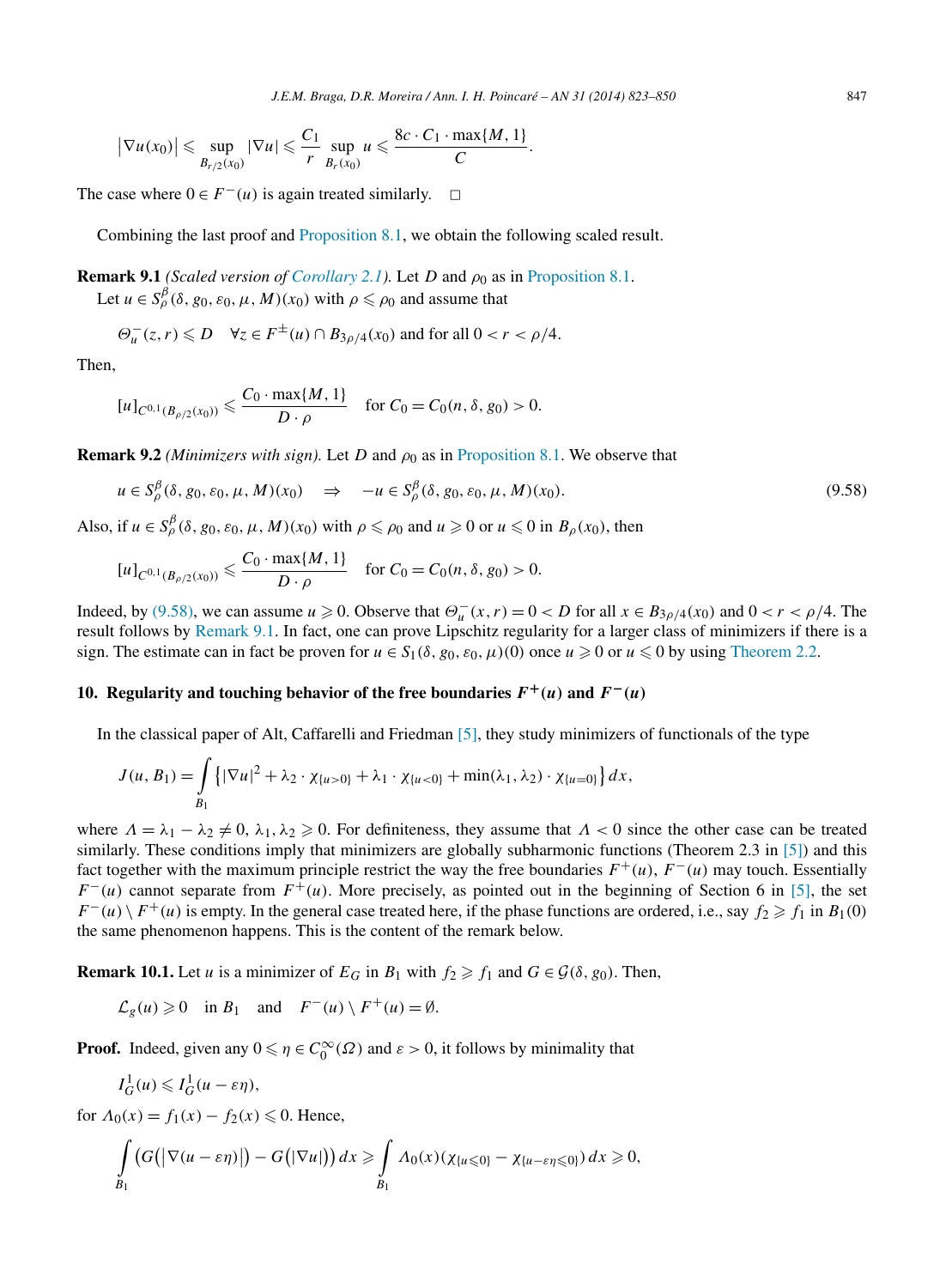$$\left|\nabla u(x_0)\right| \leqslant \sup_{B_{r/2}(x_0)} |\nabla u| \leqslant \frac{C_1}{r} \sup_{B_r(x_0)} u \leqslant \frac{8c \cdot C_1 \cdot \max\{M, 1\}}{C}.$$

The case where $0 \in F^-(u)$ is again treated similarly. □

Combining the last proof and Proposition 8.1, we obtain the following scaled result.

**Remark 9.1** *(Scaled version of Corollary 2.1).* Let $D$ and $\rho_0$ as in Proposition 8.1.

Let $u \in S^\beta_\rho(\delta, g_0, \varepsilon_0, \mu, M)(x_0)$ with $\rho \leqslant \rho_0$ and assume that

$$\Theta^-_u(z, r) \leqslant D \quad \forall z \in F^\pm(u) \cap B_{3\rho/4}(x_0) \text{ and for all } 0 < r < \rho/4.$$

Then,

$$[u]_{C^{0,1}(B_{\rho/2}(x_0))} \leqslant \frac{C_0 \cdot \max\{M, 1\}}{D \cdot \rho} \quad \text{for } C_0 = C_0(n, \delta, g_0) > 0.$$

**Remark 9.2** *(Minimizers with sign).* Let $D$ and $\rho_0$ as in Proposition 8.1. We observe that

$$u \in S^\beta_\rho(\delta, g_0, \varepsilon_0, \mu, M)(x_0) \quad \Rightarrow \quad -u \in S^\beta_\rho(\delta, g_0, \varepsilon_0, \mu, M)(x_0). \tag{9.58}$$

Also, if $u \in S^\beta_\rho(\delta, g_0, \varepsilon_0, \mu, M)(x_0)$ with $\rho \leqslant \rho_0$ and $u \geqslant 0$ or $u \leqslant 0$ in $B_\rho(x_0)$, then

$$[u]_{C^{0,1}(B_{\rho/2}(x_0))} \leqslant \frac{C_0 \cdot \max\{M, 1\}}{D \cdot \rho} \quad \text{for } C_0 = C_0(n, \delta, g_0) > 0.$$

Indeed, by (9.58), we can assume $u \geqslant 0$. Observe that $\Theta^-_u(x, r) = 0 < D$ for all $x \in B_{3\rho/4}(x_0)$ and $0 < r < \rho/4$. The result follows by Remark 9.1. In fact, one can prove Lipschitz regularity for a larger class of minimizers if there is a sign. The estimate can in fact be proven for $u \in S_1(\delta, g_0, \varepsilon_0, \mu)(0)$ once $u \geqslant 0$ or $u \leqslant 0$ by using Theorem 2.2.

## 10. Regularity and touching behavior of the free boundaries $F^+(u)$ and $F^-(u)$

In the classical paper of Alt, Caffarelli and Friedman [5], they study minimizers of functionals of the type

$$J(u, B_1) = \int_{B_1} \left\{ |\nabla u|^2 + \lambda_2 \cdot \chi_{\{u>0\}} + \lambda_1 \cdot \chi_{\{u<0\}} + \min(\lambda_1, \lambda_2) \cdot \chi_{\{u=0\}} \right\} dx,$$

where $\Lambda = \lambda_1 - \lambda_2 \neq 0$, $\lambda_1, \lambda_2 \geqslant 0$. For definiteness, they assume that $\Lambda < 0$ since the other case can be treated similarly. These conditions imply that minimizers are globally subharmonic functions (Theorem 2.3 in [5]) and this fact together with the maximum principle restrict the way the free boundaries $F^+(u)$, $F^-(u)$ may touch. Essentially $F^-(u)$ cannot separate from $F^+(u)$. More precisely, as pointed out in the beginning of Section 6 in [5], the set $F^-(u) \setminus F^+(u)$ is empty. In the general case treated here, if the phase functions are ordered, i.e., say $f_2 \geqslant f_1$ in $B_1(0)$ the same phenomenon happens. This is the content of the remark below.

**Remark 10.1.** Let $u$ is a minimizer of $E_G$ in $B_1$ with $f_2 \geqslant f_1$ and $G \in \mathcal{G}(\delta, g_0)$. Then,

$$\mathcal{L}_g(u) \geqslant 0 \quad \text{in } B_1 \quad \text{and} \quad F^-(u) \setminus F^+(u) = \emptyset.$$

**Proof.** Indeed, given any $0 \leqslant \eta \in C^\infty_0(\Omega)$ and $\varepsilon > 0$, it follows by minimality that

$$I^1_G(u) \leqslant I^1_G(u - \varepsilon\eta),$$

for $\Lambda_0(x) = f_1(x) - f_2(x) \leqslant 0$. Hence,

$$\int_{B_1} \left( G\left(\left|\nabla(u - \varepsilon\eta)\right|\right) - G\left(|\nabla u|\right) \right) dx \geqslant \int_{B_1} \Lambda_0(x) \left(\chi_{\{u\leqslant 0\}} - \chi_{\{u-\varepsilon\eta\leqslant 0\}}\right) dx \geqslant 0,$$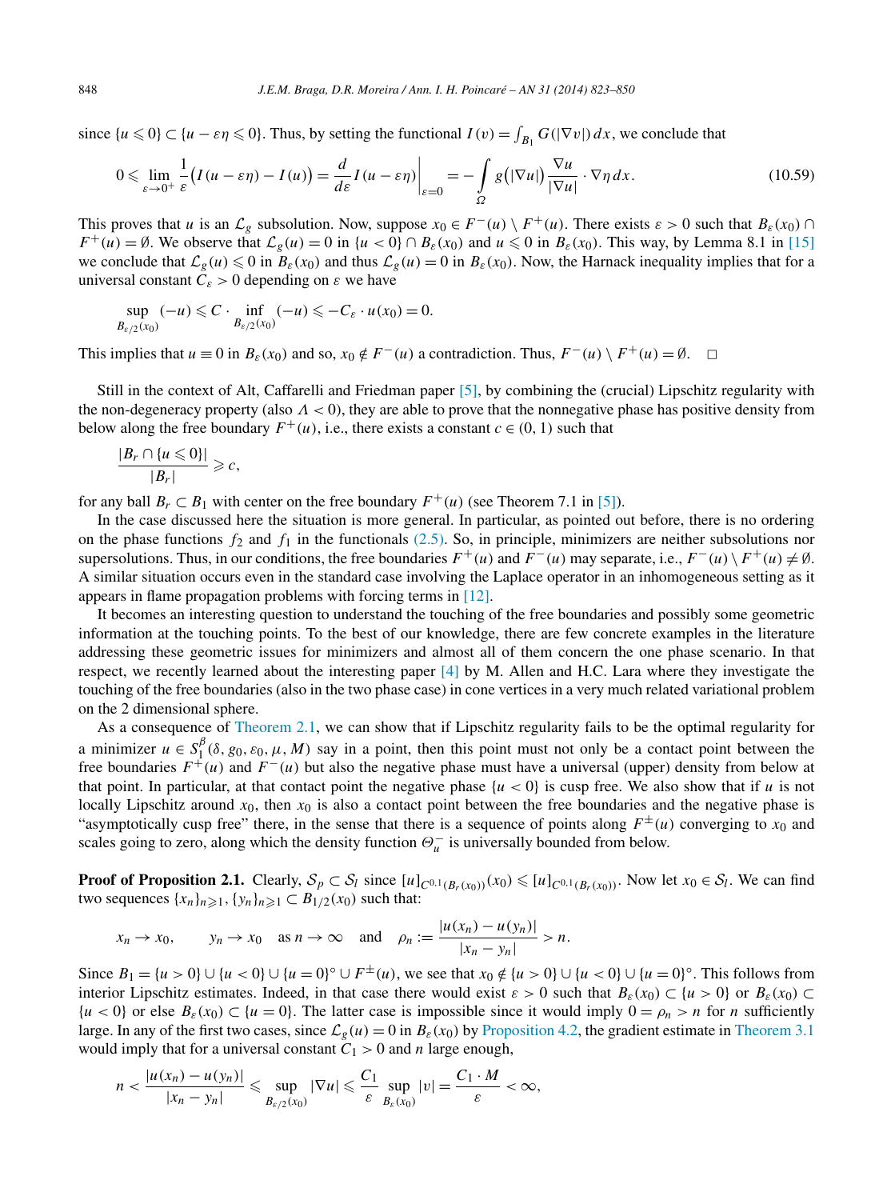since $\{u \leqslant 0\} \subset \{u - \varepsilon\eta \leqslant 0\}$. Thus, by setting the functional $I(v) = \int_{B_1} G(|\nabla v|)\,dx$, we conclude that

$$0 \leqslant \lim_{\varepsilon \to 0^+} \frac{1}{\varepsilon}\big(I(u - \varepsilon\eta) - I(u)\big) = \frac{d}{d\varepsilon} I(u - \varepsilon\eta)\bigg|_{\varepsilon=0} = -\int_\Omega g\big(|\nabla u|\big)\frac{\nabla u}{|\nabla u|} \cdot \nabla\eta\,dx. \tag{10.59}$$

This proves that $u$ is an $\mathcal{L}_g$ subsolution. Now, suppose $x_0 \in F^-(u) \setminus F^+(u)$. There exists $\varepsilon > 0$ such that $B_\varepsilon(x_0) \cap F^+(u) = \emptyset$. We observe that $\mathcal{L}_g(u) = 0$ in $\{u < 0\} \cap B_\varepsilon(x_0)$ and $u \leqslant 0$ in $B_\varepsilon(x_0)$. This way, by Lemma 8.1 in [15] we conclude that $\mathcal{L}_g(u) \leqslant 0$ in $B_\varepsilon(x_0)$ and thus $\mathcal{L}_g(u) = 0$ in $B_\varepsilon(x_0)$. Now, the Harnack inequality implies that for a universal constant $C_\varepsilon > 0$ depending on $\varepsilon$ we have

$$\sup_{B_{\varepsilon/2}(x_0)} (-u) \leqslant C \cdot \inf_{B_{\varepsilon/2}(x_0)} (-u) \leqslant -C_\varepsilon \cdot u(x_0) = 0.$$

This implies that $u \equiv 0$ in $B_\varepsilon(x_0)$ and so, $x_0 \notin F^-(u)$ a contradiction. Thus, $F^-(u) \setminus F^+(u) = \emptyset$. $\square$

Still in the context of Alt, Caffarelli and Friedman paper [5], by combining the (crucial) Lipschitz regularity with the non-degeneracy property (also $\Lambda < 0$), they are able to prove that the nonnegative phase has positive density from below along the free boundary $F^+(u)$, i.e., there exists a constant $c \in (0,1)$ such that

$$\frac{|B_r \cap \{u \leqslant 0\}|}{|B_r|} \geqslant c,$$

for any ball $B_r \subset B_1$ with center on the free boundary $F^+(u)$ (see Theorem 7.1 in [5]).

In the case discussed here the situation is more general. In particular, as pointed out before, there is no ordering on the phase functions $f_2$ and $f_1$ in the functionals (2.5). So, in principle, minimizers are neither subsolutions nor supersolutions. Thus, in our conditions, the free boundaries $F^+(u)$ and $F^-(u)$ may separate, i.e., $F^-(u) \setminus F^+(u) \neq \emptyset$. A similar situation occurs even in the standard case involving the Laplace operator in an inhomogeneous setting as it appears in flame propagation problems with forcing terms in [12].

It becomes an interesting question to understand the touching of the free boundaries and possibly some geometric information at the touching points. To the best of our knowledge, there are few concrete examples in the literature addressing these geometric issues for minimizers and almost all of them concern the one phase scenario. In that respect, we recently learned about the interesting paper [4] by M. Allen and H.C. Lara where they investigate the touching of the free boundaries (also in the two phase case) in cone vertices in a very much related variational problem on the 2 dimensional sphere.

As a consequence of Theorem 2.1, we can show that if Lipschitz regularity fails to be the optimal regularity for a minimizer $u \in S_1^\beta(\delta, g_0, \varepsilon_0, \mu, M)$ say in a point, then this point must not only be a contact point between the free boundaries $F^+(u)$ and $F^-(u)$ but also the negative phase must have a universal (upper) density from below at that point. In particular, at that contact point the negative phase $\{u < 0\}$ is cusp free. We also show that if $u$ is not locally Lipschitz around $x_0$, then $x_0$ is also a contact point between the free boundaries and the negative phase is "asymptotically cusp free" there, in the sense that there is a sequence of points along $F^\pm(u)$ converging to $x_0$ and scales going to zero, along which the density function $\Theta_u^-$ is universally bounded from below.

**Proof of Proposition 2.1.** Clearly, $\mathcal{S}_p \subset \mathcal{S}_l$ since $[u]_{C^{0,1}(B_r(x_0))}(x_0) \leqslant [u]_{C^{0,1}(B_r(x_0))}$. Now let $x_0 \in \mathcal{S}_l$. We can find two sequences $\{x_n\}_{n\geqslant 1}, \{y_n\}_{n\geqslant 1} \subset B_{1/2}(x_0)$ such that:

$$x_n \to x_0, \qquad y_n \to x_0 \quad \text{as } n \to \infty \quad \text{and} \quad \rho_n := \frac{|u(x_n) - u(y_n)|}{|x_n - y_n|} > n.$$

Since $B_1 = \{u > 0\} \cup \{u < 0\} \cup \{u = 0\}^\circ \cup F^\pm(u)$, we see that $x_0 \notin \{u > 0\} \cup \{u < 0\} \cup \{u = 0\}^\circ$. This follows from interior Lipschitz estimates. Indeed, in that case there would exist $\varepsilon > 0$ such that $B_\varepsilon(x_0) \subset \{u > 0\}$ or $B_\varepsilon(x_0) \subset \{u < 0\}$ or else $B_\varepsilon(x_0) \subset \{u = 0\}$. The latter case is impossible since it would imply $0 = \rho_n > n$ for $n$ sufficiently large. In any of the first two cases, since $\mathcal{L}_g(u) = 0$ in $B_\varepsilon(x_0)$ by Proposition 4.2, the gradient estimate in Theorem 3.1 would imply that for a universal constant $C_1 > 0$ and $n$ large enough,

$$n < \frac{|u(x_n) - u(y_n)|}{|x_n - y_n|} \leqslant \sup_{B_{\varepsilon/2}(x_0)} |\nabla u| \leqslant \frac{C_1}{\varepsilon} \sup_{B_\varepsilon(x_0)} |v| = \frac{C_1 \cdot M}{\varepsilon} < \infty,$$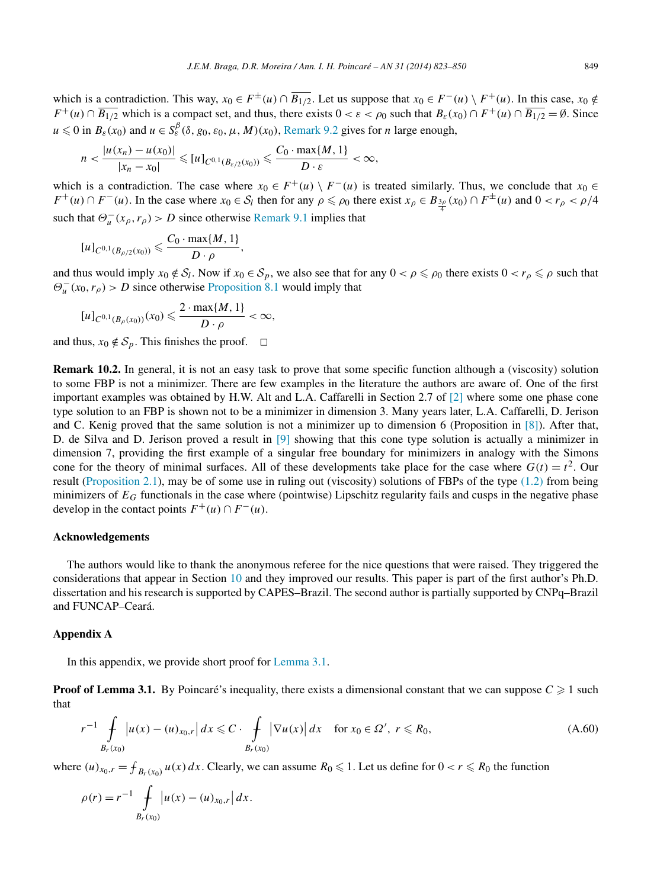which is a contradiction. This way, $x_0 \in F^{\pm}(u) \cap \overline{B_{1/2}}$. Let us suppose that $x_0 \in F^-(u) \setminus F^+(u)$. In this case, $x_0 \notin F^+(u) \cap \overline{B_{1/2}}$ which is a compact set, and thus, there exists $0 < \varepsilon < \rho_0$ such that $B_\varepsilon(x_0) \cap F^+(u) \cap \overline{B_{1/2}} = \emptyset$. Since $u \leqslant 0$ in $B_\varepsilon(x_0)$ and $u \in S_\varepsilon^\beta(\delta, g_0, \varepsilon_0, \mu, M)(x_0)$, Remark 9.2 gives for $n$ large enough,

$$n < \frac{|u(x_n) - u(x_0)|}{|x_n - x_0|} \leqslant [u]_{C^{0,1}(B_{\varepsilon/2}(x_0))} \leqslant \frac{C_0 \cdot \max\{M, 1\}}{D \cdot \varepsilon} < \infty,$$

which is a contradiction. The case where $x_0 \in F^+(u) \setminus F^-(u)$ is treated similarly. Thus, we conclude that $x_0 \in F^+(u) \cap F^-(u)$. In the case where $x_0 \in \mathcal{S}_l$ then for any $\rho \leqslant \rho_0$ there exist $x_\rho \in B_{\frac{3\rho}{4}}(x_0) \cap F^{\pm}(u)$ and $0 < r_\rho < \rho/4$ such that $\Theta_u^-(x_\rho, r_\rho) > D$ since otherwise Remark 9.1 implies that

$$[u]_{C^{0,1}(B_{\rho/2}(x_0))} \leqslant \frac{C_0 \cdot \max\{M, 1\}}{D \cdot \rho},$$

and thus would imply $x_0 \notin \mathcal{S}_l$. Now if $x_0 \in \mathcal{S}_p$, we also see that for any $0 < \rho \leqslant \rho_0$ there exists $0 < r_\rho \leqslant \rho$ such that $\Theta_u^-(x_0, r_\rho) > D$ since otherwise Proposition 8.1 would imply that

$$[u]_{C^{0,1}(B_\rho(x_0))}(x_0) \leqslant \frac{2 \cdot \max\{M, 1\}}{D \cdot \rho} < \infty,$$

and thus, $x_0 \notin \mathcal{S}_p$. This finishes the proof. $\square$

**Remark 10.2.** In general, it is not an easy task to prove that some specific function although a (viscosity) solution to some FBP is not a minimizer. There are few examples in the literature the authors are aware of. One of the first important examples was obtained by H.W. Alt and L.A. Caffarelli in Section 2.7 of [2] where some one phase cone type solution to an FBP is shown not to be a minimizer in dimension 3. Many years later, L.A. Caffarelli, D. Jerison and C. Kenig proved that the same solution is not a minimizer up to dimension 6 (Proposition in [8]). After that, D. de Silva and D. Jerison proved a result in [9] showing that this cone type solution is actually a minimizer in dimension 7, providing the first example of a singular free boundary for minimizers in analogy with the Simons cone for the theory of minimal surfaces. All of these developments take place for the case where $G(t) = t^2$. Our result (Proposition 2.1), may be of some use in ruling out (viscosity) solutions of FBPs of the type (1.2) from being minimizers of $E_G$ functionals in the case where (pointwise) Lipschitz regularity fails and cusps in the negative phase develop in the contact points $F^+(u) \cap F^-(u)$.

### Acknowledgements

The authors would like to thank the anonymous referee for the nice questions that were raised. They triggered the considerations that appear in Section 10 and they improved our results. This paper is part of the first author's Ph.D. dissertation and his research is supported by CAPES–Brazil. The second author is partially supported by CNPq–Brazil and FUNCAP–Ceará.

### Appendix A

In this appendix, we provide short proof for Lemma 3.1.

**Proof of Lemma 3.1.** By Poincaré's inequality, there exists a dimensional constant that we can suppose $C \geqslant 1$ such that

$$r^{-1} \fint_{B_r(x_0)} \left|u(x) - (u)_{x_0,r}\right| dx \leqslant C \cdot \fint_{B_r(x_0)} \left|\nabla u(x)\right| dx \quad \text{for } x_0 \in \Omega',\ r \leqslant R_0, \tag{A.60}$$

where $(u)_{x_0,r} = \fint_{B_r(x_0)} u(x)\, dx$. Clearly, we can assume $R_0 \leqslant 1$. Let us define for $0 < r \leqslant R_0$ the function

$$\rho(r) = r^{-1} \fint_{B_r(x_0)} \left|u(x) - (u)_{x_0,r}\right| dx.$$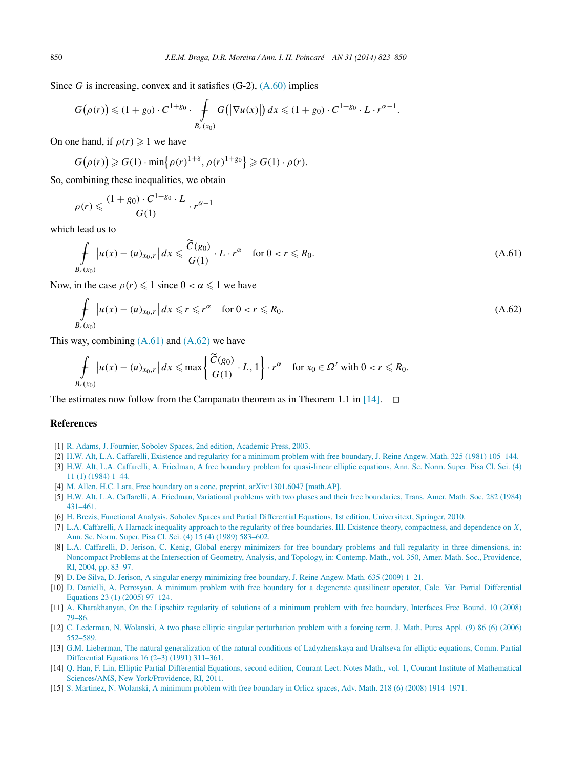Since $G$ is increasing, convex and it satisfies (G-2), (A.60) implies

$$G\big(\rho(r)\big) \leqslant (1+g_0)\cdot C^{1+g_0}\cdot \fint_{B_r(x_0)} G\big(|\nabla u(x)|\big)\,dx \leqslant (1+g_0)\cdot C^{1+g_0}\cdot L\cdot r^{\alpha-1}.$$

On one hand, if $\rho(r)\geqslant 1$ we have

$$G\big(\rho(r)\big) \geqslant G(1)\cdot \min\big\{\rho(r)^{1+\delta}, \rho(r)^{1+g_0}\big\} \geqslant G(1)\cdot \rho(r).$$

So, combining these inequalities, we obtain

$$\rho(r) \leqslant \frac{(1+g_0)\cdot C^{1+g_0}\cdot L}{G(1)}\cdot r^{\alpha-1}$$

which lead us to

$$\fint_{B_r(x_0)} \big|u(x)-(u)_{x_0,r}\big|\,dx \leqslant \frac{\widetilde{C}(g_0)}{G(1)}\cdot L\cdot r^{\alpha} \quad \text{for } 0<r\leqslant R_0. \tag{A.61}$$

Now, in the case $\rho(r)\leqslant 1$ since $0<\alpha\leqslant 1$ we have

$$\fint_{B_r(x_0)} \big|u(x)-(u)_{x_0,r}\big|\,dx \leqslant r \leqslant r^{\alpha} \quad \text{for } 0<r\leqslant R_0. \tag{A.62}$$

This way, combining (A.61) and (A.62) we have

$$\fint_{B_r(x_0)} \big|u(x)-(u)_{x_0,r}\big|\,dx \leqslant \max\left\{\frac{\widetilde{C}(g_0)}{G(1)}\cdot L, 1\right\}\cdot r^{\alpha} \quad \text{for } x_0\in\Omega' \text{ with } 0<r\leqslant R_0.$$

The estimates now follow from the Campanato theorem as in Theorem 1.1 in [14]. □

## References

[1] R. Adams, J. Fournier, Sobolev Spaces, 2nd edition, Academic Press, 2003.

[2] H.W. Alt, L.A. Caffarelli, Existence and regularity for a minimum problem with free boundary, J. Reine Angew. Math. 325 (1981) 105–144.

[3] H.W. Alt, L.A. Caffarelli, A. Friedman, A free boundary problem for quasi-linear elliptic equations, Ann. Sc. Norm. Super. Pisa Cl. Sci. (4) 11 (1) (1984) 1–44.

[4] M. Allen, H.C. Lara, Free boundary on a cone, preprint, arXiv:1301.6047 [math.AP].

[5] H.W. Alt, L.A. Caffarelli, A. Friedman, Variational problems with two phases and their free boundaries, Trans. Amer. Math. Soc. 282 (1984) 431–461.

[6] H. Brezis, Functional Analysis, Sobolev Spaces and Partial Differential Equations, 1st edition, Universitext, Springer, 2010.

[7] L.A. Caffarelli, A Harnack inequality approach to the regularity of free boundaries. III. Existence theory, compactness, and dependence on $X$, Ann. Sc. Norm. Super. Pisa Cl. Sci. (4) 15 (4) (1989) 583–602.

[8] L.A. Caffarelli, D. Jerison, C. Kenig, Global energy minimizers for free boundary problems and full regularity in three dimensions, in: Noncompact Problems at the Intersection of Geometry, Analysis, and Topology, in: Contemp. Math., vol. 350, Amer. Math. Soc., Providence, RI, 2004, pp. 83–97.

[9] D. De Silva, D. Jerison, A singular energy minimizing free boundary, J. Reine Angew. Math. 635 (2009) 1–21.

[10] D. Danielli, A. Petrosyan, A minimum problem with free boundary for a degenerate quasilinear operator, Calc. Var. Partial Differential Equations 23 (1) (2005) 97–124.

[11] A. Kharakhanyan, On the Lipschitz regularity of solutions of a minimum problem with free boundary, Interfaces Free Bound. 10 (2008) 79–86.

[12] C. Lederman, N. Wolanski, A two phase elliptic singular perturbation problem with a forcing term, J. Math. Pures Appl. (9) 86 (6) (2006) 552–589.

[13] G.M. Lieberman, The natural generalization of the natural conditions of Ladyzhenskaya and Ural'tseva for elliptic equations, Comm. Partial Differential Equations 16 (2–3) (1991) 311–361.

[14] Q. Han, F. Lin, Elliptic Partial Differential Equations, second edition, Courant Lect. Notes Math., vol. 1, Courant Institute of Mathematical Sciences/AMS, New York/Providence, RI, 2011.

[15] S. Martinez, N. Wolanski, A minimum problem with free boundary in Orlicz spaces, Adv. Math. 218 (6) (2008) 1914–1971.